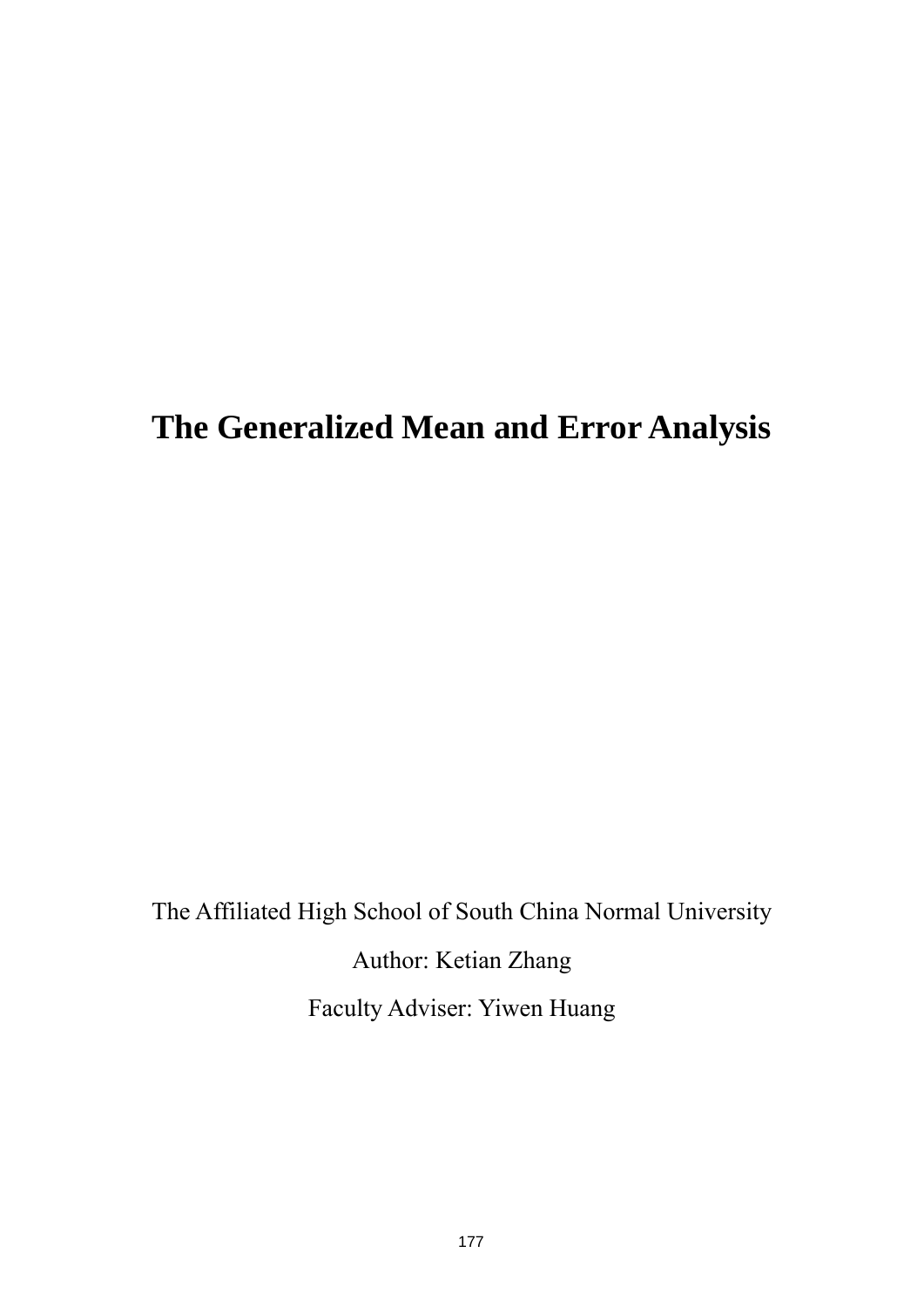# The Generalized Mean and Error Analysis

The Affiliated High School of South China Normal University

Author: Ketian Zhang

Faculty Adviser: Yiwen Huang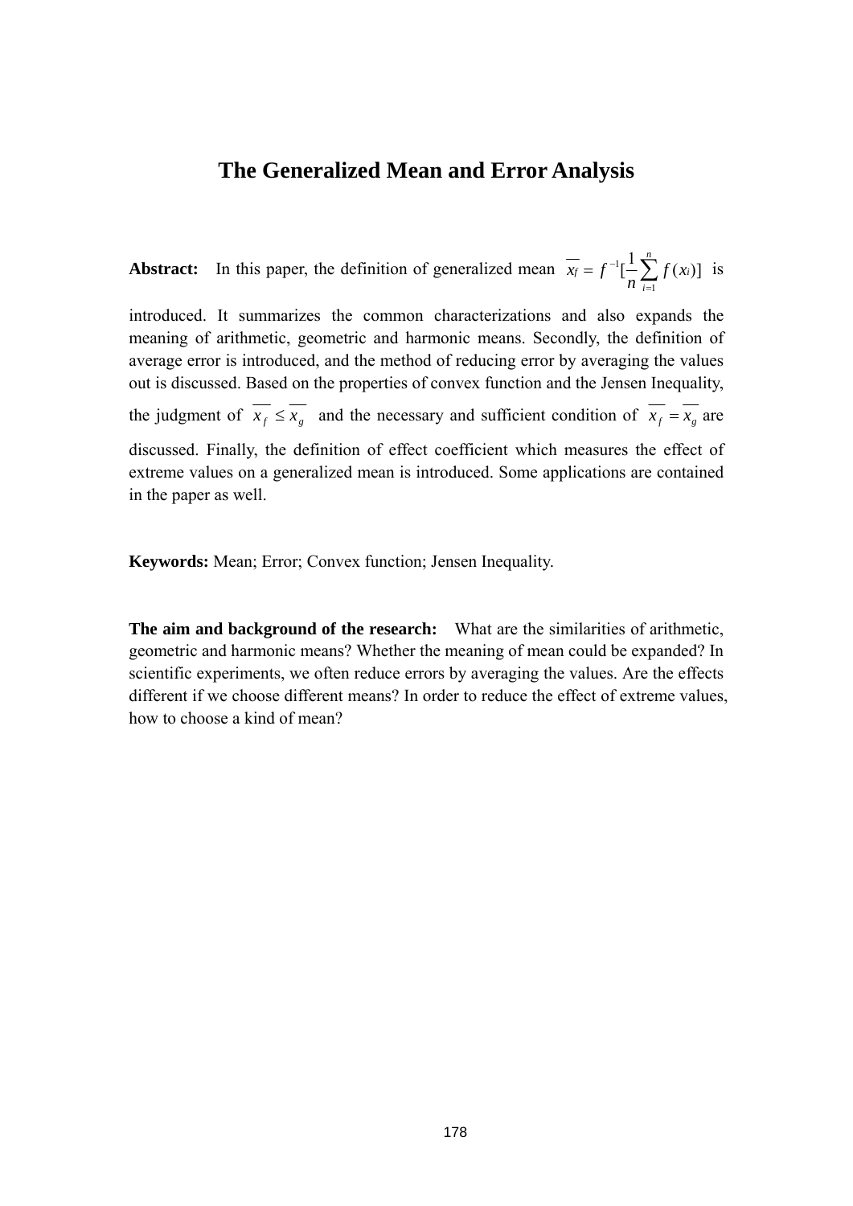# The Generalized Mean and Error Analysis

**Abstract:** In this paper, the definition of generalized mean $\overline{x_f} = f^{-1}[\frac{1}{n}\sum_{i=1}^{n} f(x_i)]$ is introduced. It summarizes the common characterizations and also expands the meaning of arithmetic, geometric and harmonic means. Secondly, the definition of average error is introduced, and the method of reducing error by averaging the values out is discussed. Based on the properties of convex function and the Jensen Inequality, the judgment of $\overline{x_f} \le \overline{x_g}$ and the necessary and sufficient condition of $\overline{x_f} = \overline{x_g}$ are discussed. Finally, the definition of effect coefficient which measures the effect of extreme values on a generalized mean is introduced. Some applications are contained in the paper as well.

**Keywords:** Mean; Error; Convex function; Jensen Inequality.

**The aim and background of the research:** What are the similarities of arithmetic, geometric and harmonic means? Whether the meaning of mean could be expanded? In scientific experiments, we often reduce errors by averaging the values. Are the effects different if we choose different means? In order to reduce the effect of extreme values, how to choose a kind of mean?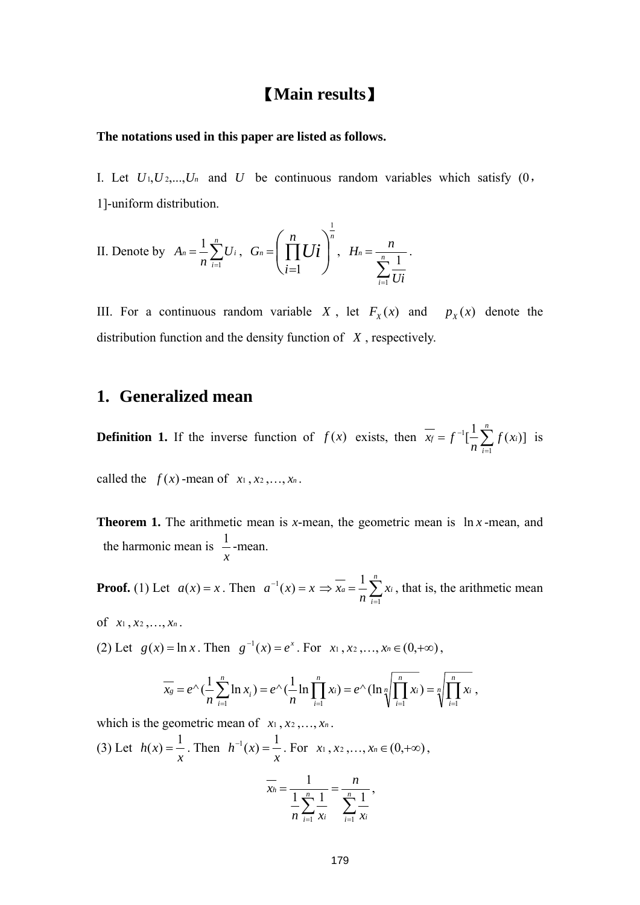# 【Main results】

**The notations used in this paper are listed as follows.**

I. Let $U_1, U_2, ..., U_n$ and $U$ be continuous random variables which satisfy (0，1]-uniform distribution.

II. Denote by $A_n = \frac{1}{n}\sum_{i=1}^{n} U_i$, $G_n = \left(\prod_{i=1}^{n} Ui\right)^{\frac{1}{n}}$, $H_n = \frac{n}{\sum_{i=1}^{n} \frac{1}{Ui}}$.

III. For a continuous random variable $X$, let $F_X(x)$ and $p_X(x)$ denote the distribution function and the density function of $X$, respectively.

## 1. Generalized mean

**Definition 1.** If the inverse function of $f(x)$ exists, then $\overline{x_f} = f^{-1}[\frac{1}{n}\sum_{i=1}^{n} f(x_i)]$ is called the $f(x)$-mean of $x_1, x_2, \ldots, x_n$.

**Theorem 1.** The arithmetic mean is *x*-mean, the geometric mean is $\ln x$-mean, and the harmonic mean is $\frac{1}{x}$-mean.

**Proof.** (1) Let $a(x) = x$. Then $a^{-1}(x) = x \Rightarrow \overline{x_a} = \frac{1}{n}\sum_{i=1}^{n} x_i$, that is, the arithmetic mean of $x_1, x_2, \ldots, x_n$.

(2) Let $g(x) = \ln x$. Then $g^{-1}(x) = e^x$. For $x_1, x_2, \ldots, x_n \in (0, +\infty)$,

$$\overline{x_g} = e^\wedge(\frac{1}{n}\sum_{i=1}^{n} \ln x_i) = e^\wedge(\frac{1}{n}\ln\prod_{i=1}^{n} x_i) = e^\wedge(\ln\sqrt[n]{\prod_{i=1}^{n} x_i}) = \sqrt[n]{\prod_{i=1}^{n} x_i},$$

which is the geometric mean of $x_1, x_2, \ldots, x_n$.

(3) Let $h(x) = \frac{1}{x}$. Then $h^{-1}(x) = \frac{1}{x}$. For $x_1, x_2, \ldots, x_n \in (0, +\infty)$,

$$\overline{x_h} = \frac{1}{\frac{1}{n}\sum_{i=1}^{n} \frac{1}{x_i}} = \frac{n}{\sum_{i=1}^{n} \frac{1}{x_i}},$$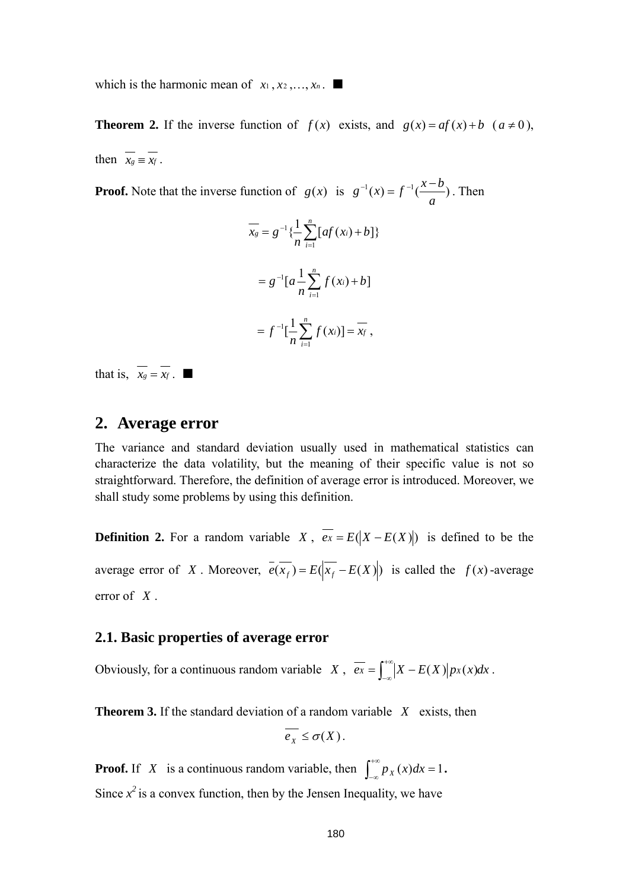which is the harmonic mean of $x_1, x_2, \ldots, x_n$. ■

**Theorem 2.** If the inverse function of $f(x)$ exists, and $g(x) = af(x) + b$ $(a \neq 0)$, then $\overline{x_g} \equiv \overline{x_f}$.

**Proof.** Note that the inverse function of $g(x)$ is $g^{-1}(x) = f^{-1}(\frac{x-b}{a})$. Then

$$\overline{x_g} = g^{-1}\{\frac{1}{n}\sum_{i=1}^{n}[af(x_i) + b]\}$$

$$= g^{-1}[a\frac{1}{n}\sum_{i=1}^{n} f(x_i) + b]$$

$$= f^{-1}[\frac{1}{n}\sum_{i=1}^{n} f(x_i)] = \overline{x_f},$$

that is, $\overline{x_g} = \overline{x_f}$. ■

## 2. Average error

The variance and standard deviation usually used in mathematical statistics can characterize the data volatility, but the meaning of their specific value is not so straightforward. Therefore, the definition of average error is introduced. Moreover, we shall study some problems by using this definition.

**Definition 2.** For a random variable $X$, $\overline{e_X} = E(|X - E(X)|)$ is defined to be the average error of $X$. Moreover, $\overline{e}(\overline{x_f}) = E(|\overline{x_f} - E(X)|)$ is called the $f(x)$-average error of $X$.

### 2.1. Basic properties of average error

Obviously, for a continuous random variable $X$, $\overline{e_X} = \int_{-\infty}^{+\infty} |X - E(X)| p_X(x)dx$.

**Theorem 3.** If the standard deviation of a random variable $X$ exists, then

$$\overline{e_X} \leq \sigma(X).$$

**Proof.** If $X$ is a continuous random variable, then $\int_{-\infty}^{+\infty} p_X(x)dx = 1$.

Since $x^2$ is a convex function, then by the Jensen Inequality, we have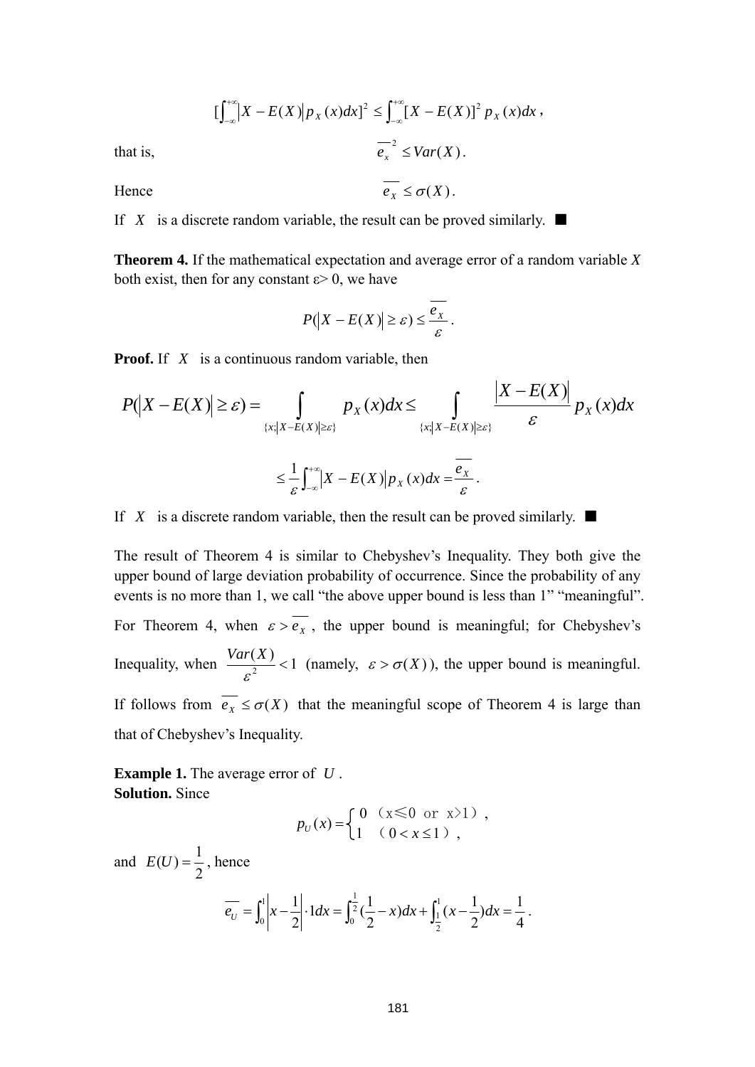$$[\int_{-\infty}^{+\infty}|X - E(X)|p_X(x)dx]^2 \le \int_{-\infty}^{+\infty}[X - E(X)]^2 p_X(x)dx ,$$

that is, $$\overline{e_x}^2 \le Var(X) .$$

Hence $$\overline{e_X} \le \sigma(X) .$$

If $X$ is a discrete random variable, the result can be proved similarly. ■

**Theorem 4.** If the mathematical expectation and average error of a random variable $X$ both exist, then for any constant $\varepsilon > 0$, we have

$$P(|X - E(X)| \ge \varepsilon) \le \frac{\overline{e_X}}{\varepsilon} .$$

**Proof.** If $X$ is a continuous random variable, then

$$P(|X - E(X)| \ge \varepsilon) = \int_{\{x;|X-E(X)|\ge\varepsilon\}} p_X(x)dx \le \int_{\{x;|X-E(X)|\ge\varepsilon\}} \frac{|X - E(X)|}{\varepsilon} p_X(x)dx$$

$$\le \frac{1}{\varepsilon}\int_{-\infty}^{+\infty}|X - E(X)|p_X(x)dx = \frac{\overline{e_X}}{\varepsilon} .$$

If $X$ is a discrete random variable, then the result can be proved similarly. ■

The result of Theorem 4 is similar to Chebyshev's Inequality. They both give the upper bound of large deviation probability of occurrence. Since the probability of any events is no more than 1, we call "the above upper bound is less than 1" "meaningful". For Theorem 4, when $\varepsilon > \overline{e_X}$, the upper bound is meaningful; for Chebyshev's Inequality, when $\frac{Var(X)}{\varepsilon^2} < 1$ (namely, $\varepsilon > \sigma(X)$), the upper bound is meaningful. If follows from $\overline{e_X} \le \sigma(X)$ that the meaningful scope of Theorem 4 is large than that of Chebyshev's Inequality.

**Example 1.** The average error of $U$.
**Solution.** Since

$$p_U(x) = \begin{cases} 0 & (x \leqslant 0 \text{ or } x > 1), \\ 1 & (0 < x \le 1), \end{cases}$$

and $E(U) = \frac{1}{2}$, hence

$$\overline{e_U} = \int_0^1 \left|x - \frac{1}{2}\right| \cdot 1dx = \int_0^{\frac{1}{2}}(\frac{1}{2} - x)dx + \int_{\frac{1}{2}}^1 (x - \frac{1}{2})dx = \frac{1}{4} .$$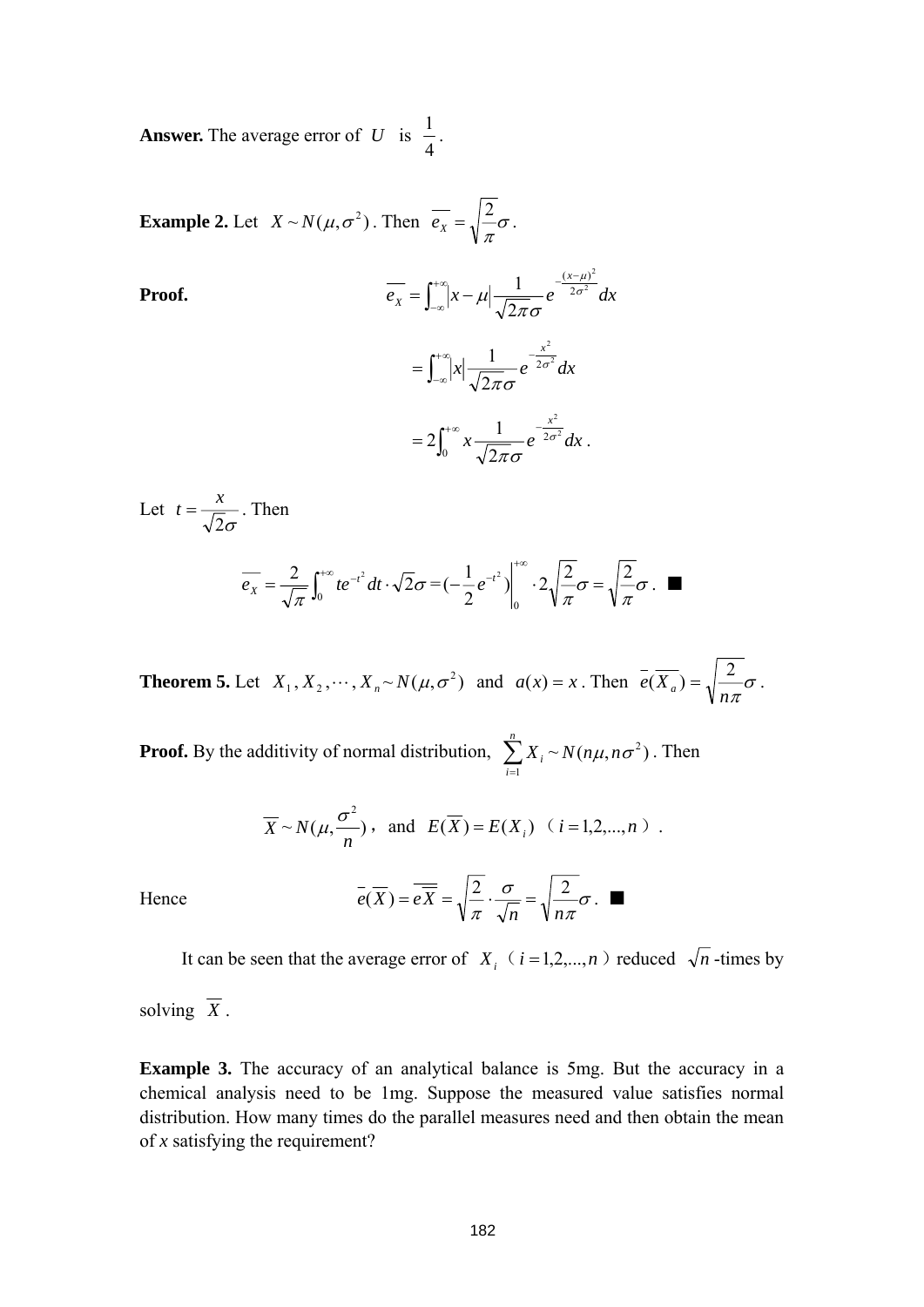**Answer.** The average error of $U$ is $\frac{1}{4}$.

**Example 2.** Let $X \sim N(\mu, \sigma^2)$. Then $\overline{e_X} = \sqrt{\frac{2}{\pi}}\sigma$.

**Proof.**

$$\overline{e_X} = \int_{-\infty}^{+\infty} |x-\mu| \frac{1}{\sqrt{2\pi}\sigma} e^{-\frac{(x-\mu)^2}{2\sigma^2}} dx$$

$$= \int_{-\infty}^{+\infty} |x| \frac{1}{\sqrt{2\pi}\sigma} e^{-\frac{x^2}{2\sigma^2}} dx$$

$$= 2\int_{0}^{+\infty} x \frac{1}{\sqrt{2\pi}\sigma} e^{-\frac{x^2}{2\sigma^2}} dx .$$

Let $t = \frac{x}{\sqrt{2}\sigma}$. Then

$$\overline{e_X} = \frac{2}{\sqrt{\pi}} \int_0^{+\infty} t e^{-t^2} dt \cdot \sqrt{2}\sigma = (-\frac{1}{2} e^{-t^2}) \Big|_0^{+\infty} \cdot 2\sqrt{\frac{2}{\pi}}\sigma = \sqrt{\frac{2}{\pi}}\sigma . \ \blacksquare$$

**Theorem 5.** Let $X_1, X_2, \cdots, X_n \sim N(\mu, \sigma^2)$ and $a(x) = x$. Then $\bar{e}(\overline{X_a}) = \sqrt{\frac{2}{n\pi}}\sigma$.

**Proof.** By the additivity of normal distribution, $\sum_{i=1}^{n} X_i \sim N(n\mu, n\sigma^2)$. Then

$$\overline{X} \sim N(\mu, \frac{\sigma^2}{n}), \ \text{and} \ E(\overline{X}) = E(X_i) \ (i = 1,2,...,n) .$$

Hence

$$\bar{e}(\overline{X}) = \overline{e\overline{X}} = \sqrt{\frac{2}{\pi}} \cdot \frac{\sigma}{\sqrt{n}} = \sqrt{\frac{2}{n\pi}}\sigma . \ \blacksquare$$

It can be seen that the average error of $X_i$ ($i = 1,2,...,n$) reduced $\sqrt{n}$-times by solving $\overline{X}$.

**Example 3.** The accuracy of an analytical balance is 5mg. But the accuracy in a chemical analysis need to be 1mg. Suppose the measured value satisfies normal distribution. How many times do the parallel measures need and then obtain the mean of *x* satisfying the requirement?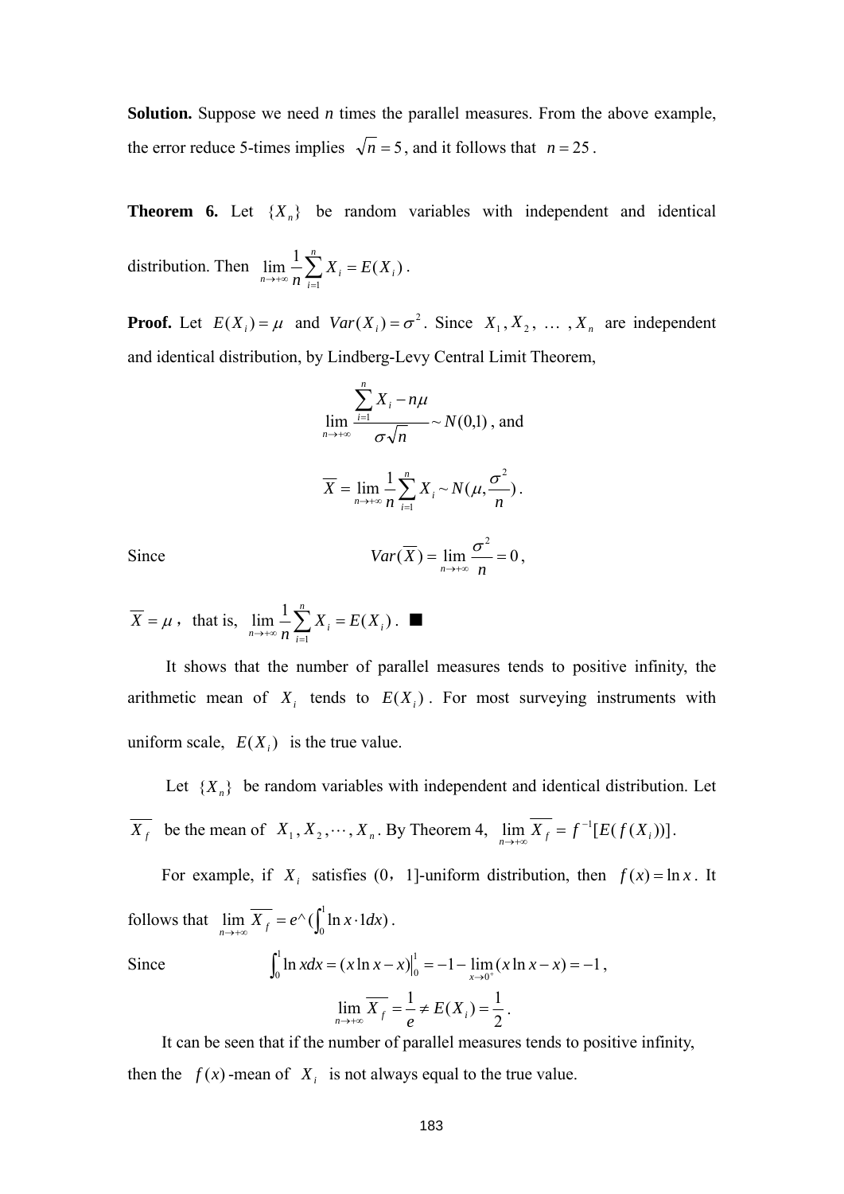**Solution.** Suppose we need $n$ times the parallel measures. From the above example, the error reduce 5-times implies $\sqrt{n} = 5$, and it follows that $n = 25$.

**Theorem 6.** Let $\{X_n\}$ be random variables with independent and identical distribution. Then $\lim_{n\to+\infty} \frac{1}{n}\sum_{i=1}^{n} X_i = E(X_i)$.

**Proof.** Let $E(X_i) = \mu$ and $Var(X_i) = \sigma^2$. Since $X_1, X_2, \ldots, X_n$ are independent and identical distribution, by Lindberg-Levy Central Limit Theorem,

$$\lim_{n\to+\infty} \frac{\sum_{i=1}^{n} X_i - n\mu}{\sigma\sqrt{n}} \sim N(0,1) \text{, and}$$

$$\overline{X} = \lim_{n\to+\infty} \frac{1}{n}\sum_{i=1}^{n} X_i \sim N(\mu, \frac{\sigma^2}{n}).$$

Since

$$Var(\overline{X}) = \lim_{n\to+\infty} \frac{\sigma^2}{n} = 0,$$

$\overline{X} = \mu$, that is, $\lim_{n\to+\infty} \frac{1}{n}\sum_{i=1}^{n} X_i = E(X_i)$. ■

It shows that the number of parallel measures tends to positive infinity, the arithmetic mean of $X_i$ tends to $E(X_i)$. For most surveying instruments with uniform scale, $E(X_i)$ is the true value.

Let $\{X_n\}$ be random variables with independent and identical distribution. Let $\overline{X_f}$ be the mean of $X_1, X_2, \cdots, X_n$. By Theorem 4, $\lim_{n\to+\infty} \overline{X_f} = f^{-1}[E(f(X_i))]$.

For example, if $X_i$ satisfies (0，1]-uniform distribution, then $f(x) = \ln x$. It follows that $\lim_{n\to+\infty} \overline{X_f} = e\wedge(\int_0^1 \ln x \cdot 1 dx)$.

Since

$$\int_0^1 \ln x dx = (x\ln x - x)\Big|_0^1 = -1 - \lim_{x\to 0^+}(x\ln x - x) = -1,$$

$$\lim_{n\to+\infty} \overline{X_f} = \frac{1}{e} \neq E(X_i) = \frac{1}{2}.$$

It can be seen that if the number of parallel measures tends to positive infinity, then the $f(x)$-mean of $X_i$ is not always equal to the true value.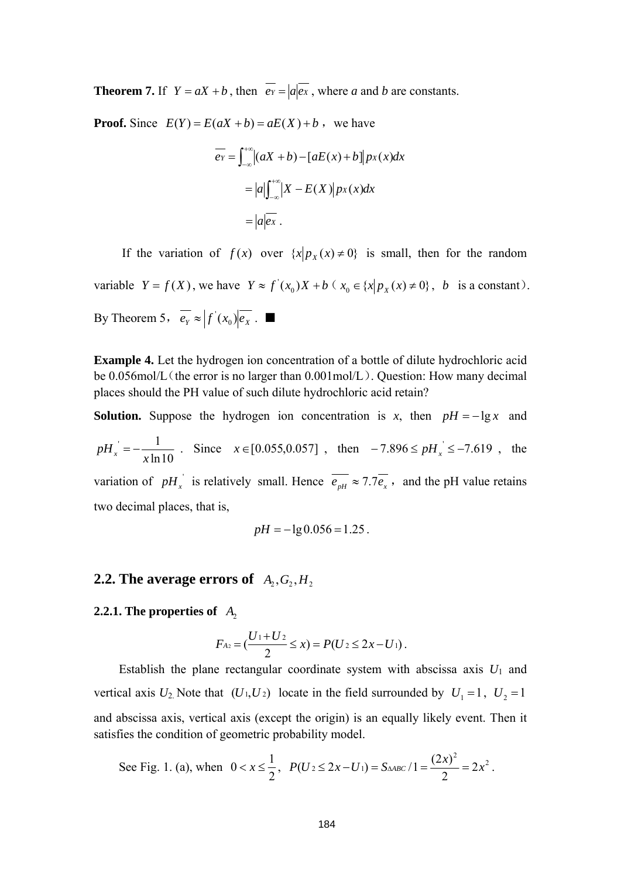**Theorem 7.** If $Y = aX + b$, then $\overline{e_Y} = |a|\overline{e_X}$, where *a* and *b* are constants.

**Proof.** Since $E(Y) = E(aX + b) = aE(X) + b$, we have

$$\overline{e_Y} = \int_{-\infty}^{+\infty} |(aX + b) - [aE(x) + b]| p_X(x)dx$$

$$= |a|\int_{-\infty}^{+\infty} |X - E(X)| p_X(x)dx$$

$$= |a|\overline{e_X} .$$

If the variation of $f(x)$ over $\{x|p_X(x) \neq 0\}$ is small, then for the random variable $Y = f(X)$, we have $Y \approx f'(x_0)X + b$ ( $x_0 \in \{x|p_X(x) \neq 0\}$, $b$ is a constant). By Theorem 5, $\overline{e_Y} \approx |f'(x_0)|\overline{e_X}$ . ■

**Example 4.** Let the hydrogen ion concentration of a bottle of dilute hydrochloric acid be 0.056mol/L (the error is no larger than 0.001mol/L). Question: How many decimal places should the PH value of such dilute hydrochloric acid retain?

**Solution.** Suppose the hydrogen ion concentration is *x*, then $pH = -\lg x$ and $pH_x' = -\frac{1}{x\ln 10}$. Since $x \in [0.055, 0.057]$, then $-7.896 \leq pH_x' \leq -7.619$, the variation of $pH_x'$ is relatively small. Hence $\overline{e_{pH}} \approx 7.7\overline{e_x}$, and the pH value retains two decimal places, that is,

$$pH = -\lg 0.056 = 1.25 .$$

## 2.2. The average errors of $A_2, G_2, H_2$

### 2.2.1. The properties of $A_2$

$$F_{A2} = (\frac{U_1 + U_2}{2} \leq x) = P(U_2 \leq 2x - U_1) .$$

Establish the plane rectangular coordinate system with abscissa axis $U_1$ and vertical axis $U_2$. Note that $(U_1, U_2)$ locate in the field surrounded by $U_1 = 1$, $U_2 = 1$ and abscissa axis, vertical axis (except the origin) is an equally likely event. Then it satisfies the condition of geometric probability model.

See Fig. 1. (a), when $0 < x \leq \frac{1}{2}$, $P(U_2 \leq 2x - U_1) = S_{\Delta ABC} / 1 = \frac{(2x)^2}{2} = 2x^2$ .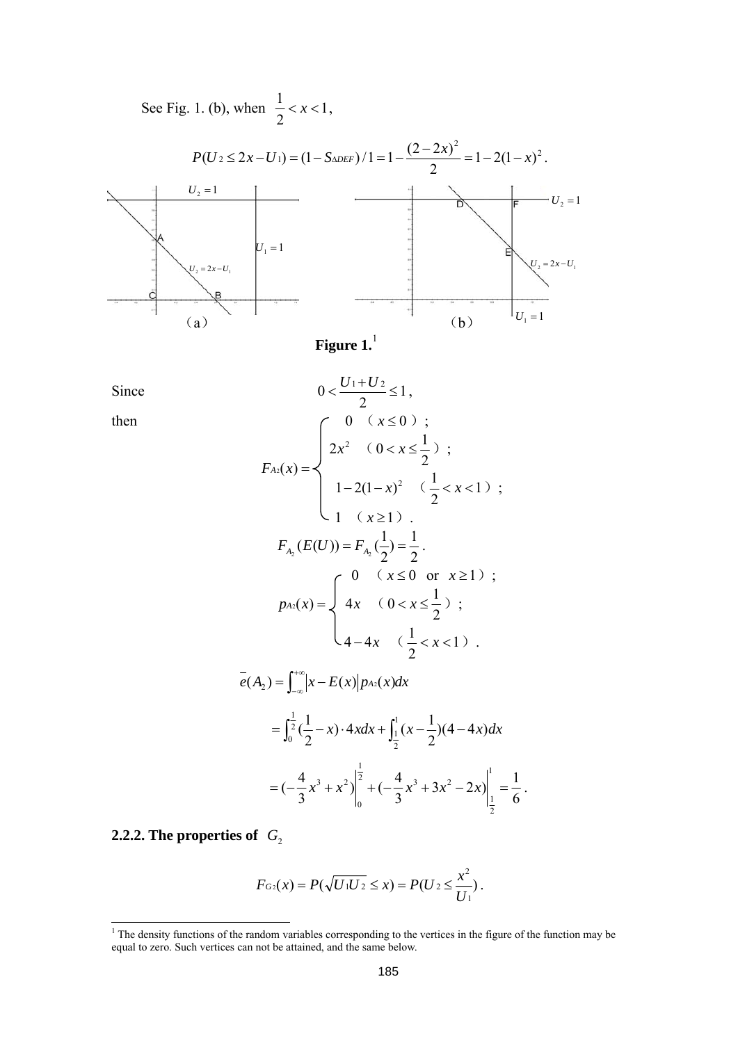See Fig. 1. (b), when $\frac{1}{2} < x < 1$,

$$P(U_2 \le 2x - U_1) = (1 - S_{\Delta DEF})/1 = 1 - \frac{(2-2x)^2}{2} = 1 - 2(1-x)^2 .$$

**Figure 1.**[1]

Since $$0 < \frac{U_1 + U_2}{2} \le 1 ,$$

then

$$F_{A_2}(x) = \begin{cases} 0 & (x \le 0); \\ 2x^2 & (0 < x \le \frac{1}{2}); \\ 1 - 2(1-x)^2 & (\frac{1}{2} < x < 1); \\ 1 & (x \ge 1). \end{cases}$$

$$F_{A_2}(E(U)) = F_{A_2}(\frac{1}{2}) = \frac{1}{2} .$$

$$p_{A_2}(x) = \begin{cases} 0 & (x \le 0 \text{ or } x \ge 1); \\ 4x & (0 < x \le \frac{1}{2}); \\ 4 - 4x & (\frac{1}{2} < x < 1). \end{cases}$$

$$\bar{e}(A_2) = \int_{-\infty}^{+\infty} |x - E(x)| p_{A_2}(x) dx$$

$$= \int_0^{\frac{1}{2}} (\frac{1}{2} - x) \cdot 4x dx + \int_{\frac{1}{2}}^{1} (x - \frac{1}{2})(4 - 4x) dx$$

$$= (-\frac{4}{3}x^3 + x^2)\Big|_0^{\frac{1}{2}} + (-\frac{4}{3}x^3 + 3x^2 - 2x)\Big|_{\frac{1}{2}}^{1} = \frac{1}{6} .$$

**2.2.2. The properties of $G_2$**

$$F_{G_2}(x) = P(\sqrt{U_1 U_2} \le x) = P(U_2 \le \frac{x^2}{U_1}) .$$

[1] The density functions of the random variables corresponding to the vertices in the figure of the function may be equal to zero. Such vertices can not be attained, and the same below.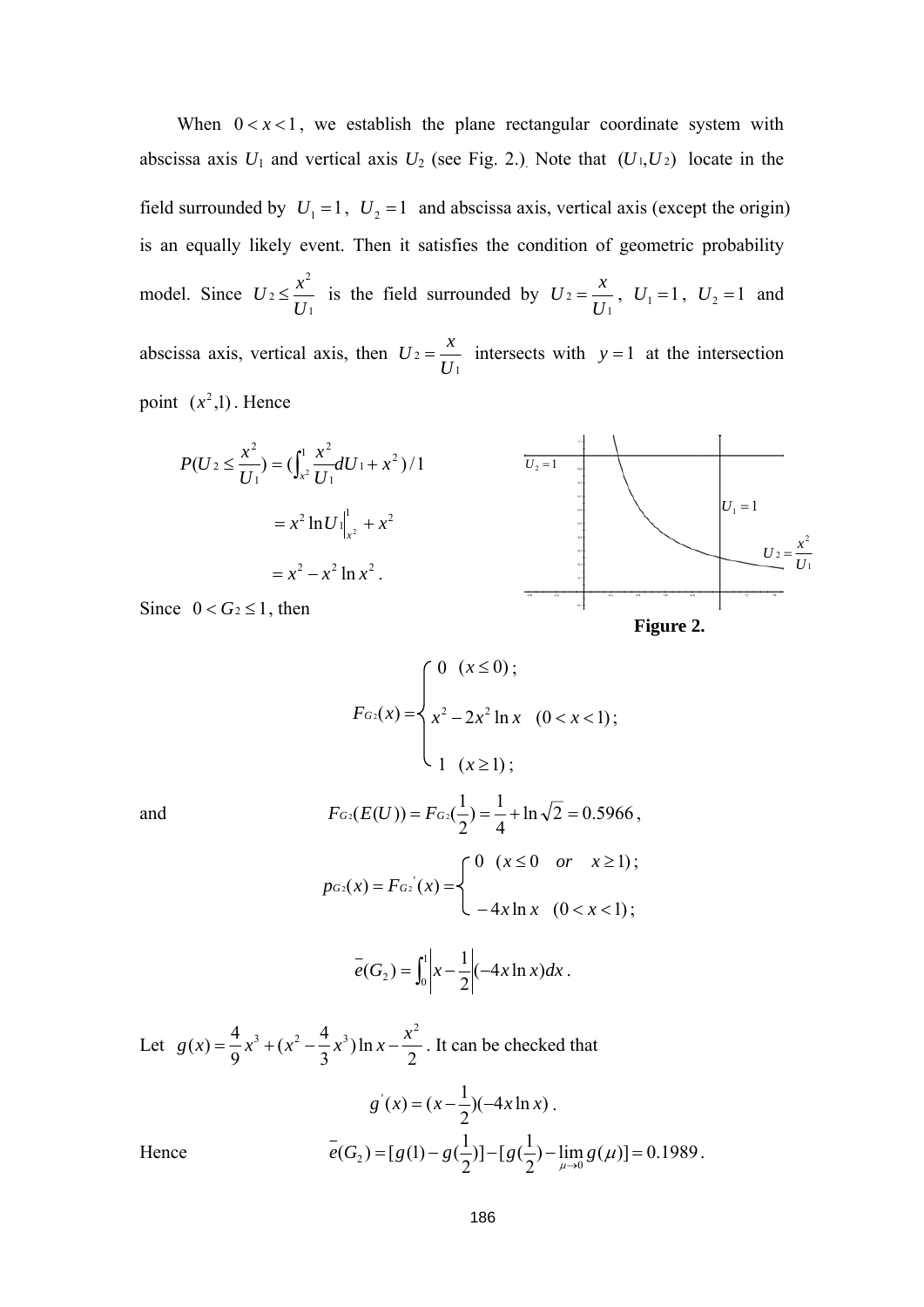When $0 < x < 1$, we establish the plane rectangular coordinate system with abscissa axis $U_1$ and vertical axis $U_2$ (see Fig. 2.). Note that $(U_1, U_2)$ locate in the field surrounded by $U_1 = 1$, $U_2 = 1$ and abscissa axis, vertical axis (except the origin) is an equally likely event. Then it satisfies the condition of geometric probability model. Since $U_2 \le \frac{x^2}{U_1}$ is the field surrounded by $U_2 = \frac{x}{U_1}$, $U_1 = 1$, $U_2 = 1$ and abscissa axis, vertical axis, then $U_2 = \frac{x}{U_1}$ intersects with $y = 1$ at the intersection point $(x^2, 1)$. Hence

$$P(U_2 \le \frac{x^2}{U_1}) = (\int_{x^2}^{1} \frac{x^2}{U_1} dU_1 + x^2)/1$$

$$= x^2 \ln U_1 \Big|_{x^2}^{1} + x^2$$

$$= x^2 - x^2 \ln x^2 .$$

Figure 2.

Since $0 < G_2 \le 1$, then

$$F_{G_2}(x) = \begin{cases} 0 \quad (x \le 0); \\ x^2 - 2x^2 \ln x \quad (0 < x < 1); \\ 1 \quad (x \ge 1); \end{cases}$$

and

$$F_{G_2}(E(U)) = F_{G_2}(\frac{1}{2}) = \frac{1}{4} + \ln\sqrt{2} = 0.5966,$$

$$p_{G_2}(x) = F_{G_2}{}'(x) = \begin{cases} 0 \quad (x \le 0 \quad or \quad x \ge 1); \\ -4x \ln x \quad (0 < x < 1); \end{cases}$$

$$\bar{e}(G_2) = \int_0^1 \left| x - \frac{1}{2} \right| (-4x \ln x) dx .$$

Let $g(x) = \frac{4}{9}x^3 + (x^2 - \frac{4}{3}x^3)\ln x - \frac{x^2}{2}$. It can be checked that

$$g'(x) = (x - \frac{1}{2})(-4x \ln x) .$$

Hence

$$\bar{e}(G_2) = [g(1) - g(\frac{1}{2})] - [g(\frac{1}{2}) - \lim_{\mu \to 0} g(\mu)] = 0.1989 .$$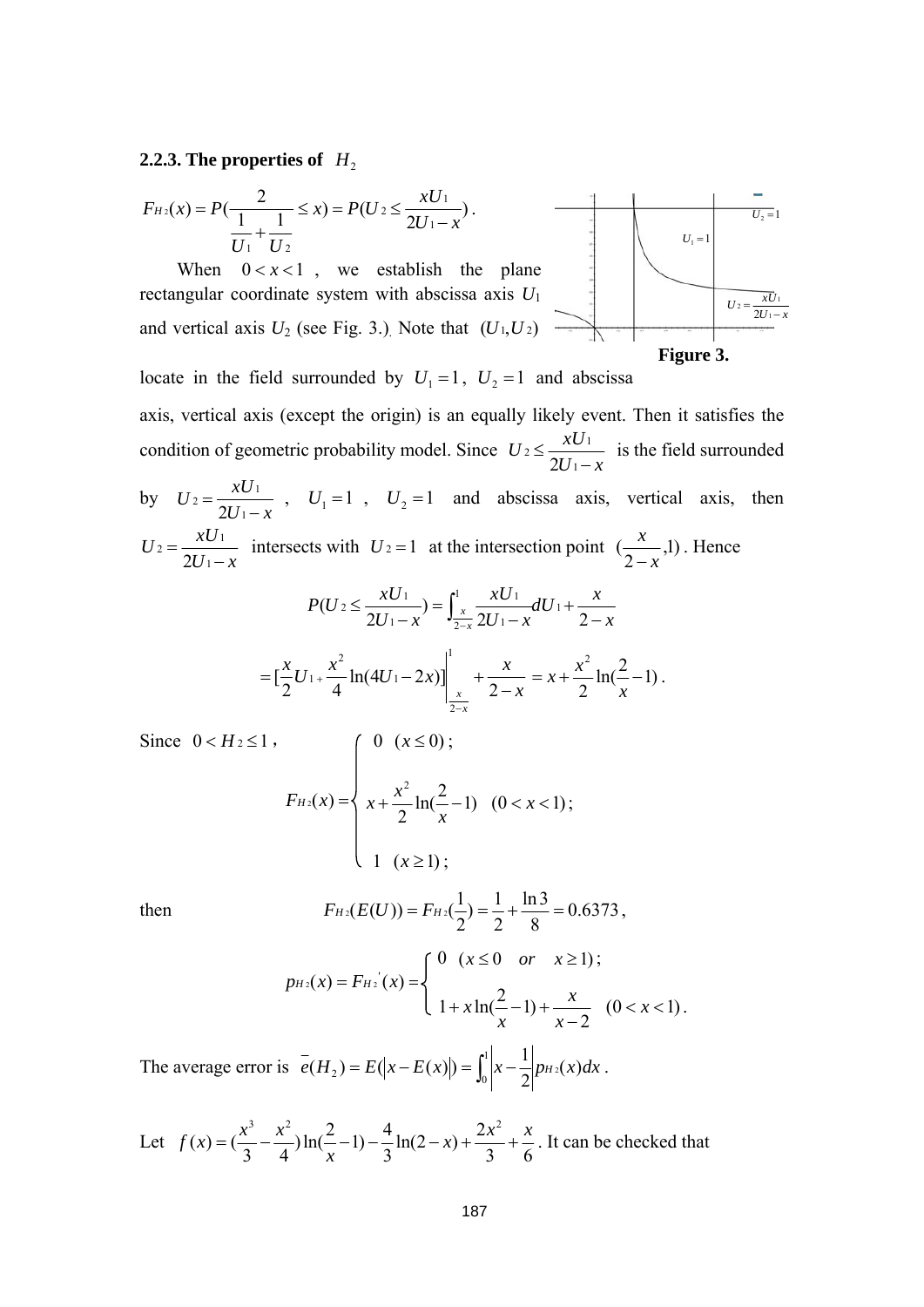### 2.2.3. The properties of $H_2$

$$F_{H_2}(x) = P(\frac{2}{\frac{1}{U_1}+\frac{1}{U_2}} \le x) = P(U_2 \le \frac{xU_1}{2U_1 - x}).$$

When $0 < x < 1$, we establish the plane rectangular coordinate system with abscissa axis $U_1$ and vertical axis $U_2$ (see Fig. 3.). Note that $(U_1, U_2)$ locate in the field surrounded by $U_1 = 1$, $U_2 = 1$ and abscissa axis, vertical axis (except the origin) is an equally likely event. Then it satisfies the condition of geometric probability model. Since $U_2 \le \frac{xU_1}{2U_1 - x}$ is the field surrounded by $U_2 = \frac{xU_1}{2U_1 - x}$, $U_1 = 1$, $U_2 = 1$ and abscissa axis, vertical axis, then $U_2 = \frac{xU_1}{2U_1 - x}$ intersects with $U_2 = 1$ at the intersection point $(\frac{x}{2-x}, 1)$. Hence

**Figure 3.**

$$P(U_2 \le \frac{xU_1}{2U_1 - x}) = \int_{\frac{x}{2-x}}^{1} \frac{xU_1}{2U_1 - x} dU_1 + \frac{x}{2-x}$$

$$= [\frac{x}{2}U_1 + \frac{x^2}{4}\ln(4U_1 - 2x)]\Big|_{\frac{x}{2-x}}^{1} + \frac{x}{2-x} = x + \frac{x^2}{2}\ln(\frac{2}{x} - 1).$$

Since $0 < H_2 \le 1$,

$$F_{H_2}(x) = \begin{cases} 0 \quad (x \le 0); \\ x + \frac{x^2}{2}\ln(\frac{2}{x} - 1) \quad (0 < x < 1); \\ 1 \quad (x \ge 1); \end{cases}$$

then

$$F_{H_2}(E(U)) = F_{H_2}(\frac{1}{2}) = \frac{1}{2} + \frac{\ln 3}{8} = 0.6373,$$

$$p_{H_2}(x) = F_{H_2}'(x) = \begin{cases} 0 \quad (x \le 0 \quad or \quad x \ge 1); \\ 1 + x\ln(\frac{2}{x} - 1) + \frac{x}{x-2} \quad (0 < x < 1). \end{cases}$$

The average error is $\bar{e}(H_2) = E(|x - E(x)|) = \int_0^1 \left| x - \frac{1}{2} \right| p_{H_2}(x)dx$.

Let $f(x) = (\frac{x^3}{3} - \frac{x^2}{4})\ln(\frac{2}{x} - 1) - \frac{4}{3}\ln(2 - x) + \frac{2x^2}{3} + \frac{x}{6}$. It can be checked that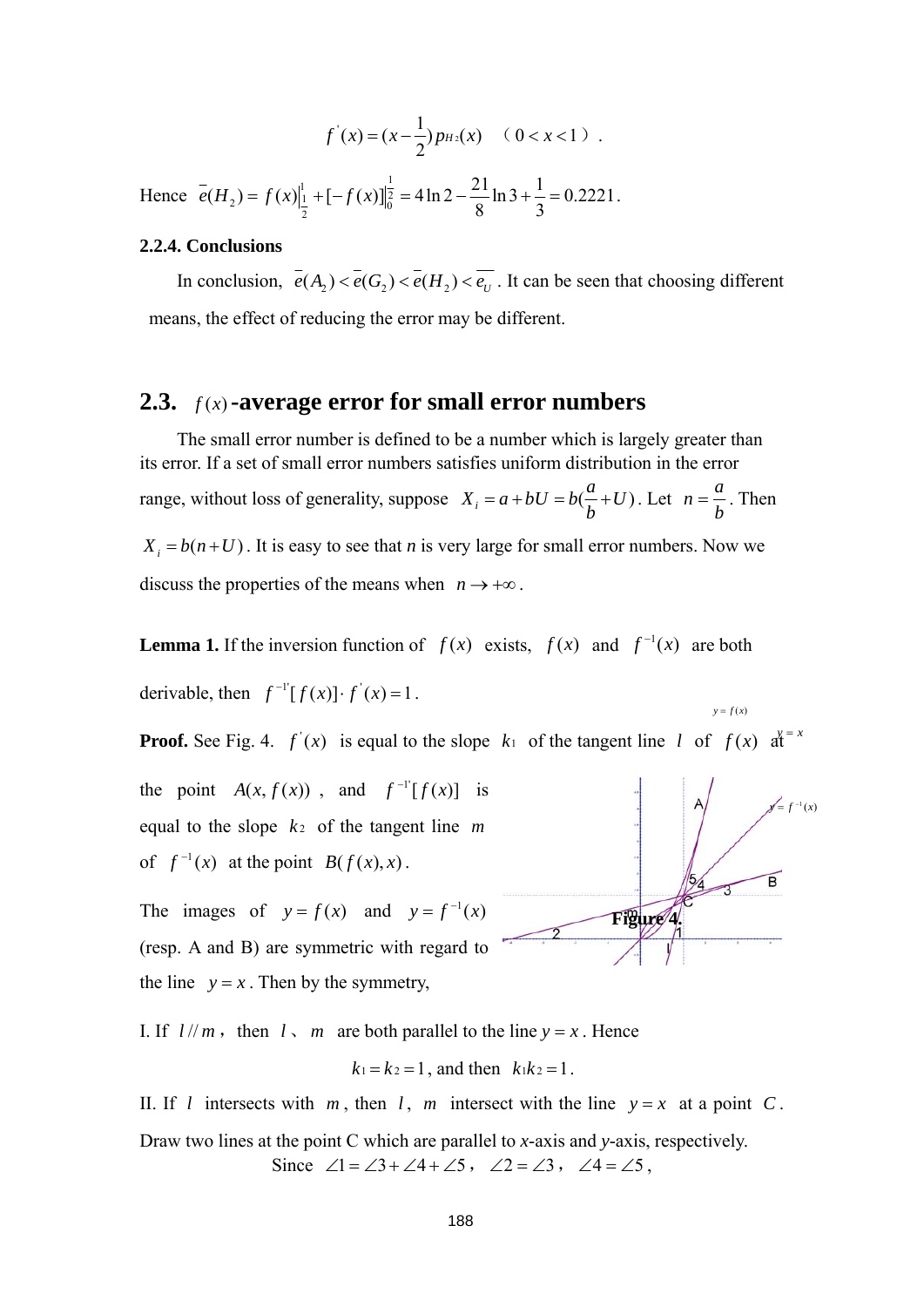$$f'(x) = (x - \frac{1}{2})p_{H_2}(x) \quad （0 < x < 1）.$$

Hence $\bar{e}(H_2) = f(x)\Big|_{\frac{1}{2}}^{1} + [-f(x)]\Big|_{0}^{\frac{1}{2}} = 4\ln 2 - \frac{21}{8}\ln 3 + \frac{1}{3} = 0.2221$.

**2.2.4. Conclusions**

In conclusion, $\bar{e}(A_2) < \bar{e}(G_2) < \bar{e}(H_2) < \overline{e_U}$. It can be seen that choosing different means, the effect of reducing the error may be different.

## 2.3. $f(x)$-average error for small error numbers

The small error number is defined to be a number which is largely greater than its error. If a set of small error numbers satisfies uniform distribution in the error range, without loss of generality, suppose $X_i = a + bU = b(\frac{a}{b} + U)$. Let $n = \frac{a}{b}$. Then $X_i = b(n + U)$. It is easy to see that *n* is very large for small error numbers. Now we discuss the properties of the means when $n \to +\infty$.

**Lemma 1.** If the inversion function of $f(x)$ exists, $f(x)$ and $f^{-1}(x)$ are both derivable, then $f^{-1'}[f(x)] \cdot f'(x) = 1$.

**Proof.** See Fig. 4. $f'(x)$ is equal to the slope $k_1$ of the tangent line $l$ of $f(x)$ at the point $A(x, f(x))$, and $f^{-1'}[f(x)]$ is equal to the slope $k_2$ of the tangent line $m$ of $f^{-1}(x)$ at the point $B(f(x), x)$.

The images of $y = f(x)$ and $y = f^{-1}(x)$ (resp. A and B) are symmetric with regard to the line $y = x$. Then by the symmetry,

Figure 4.

I. If $l \,//\, m$，then $l$、$m$ are both parallel to the line $y = x$. Hence

$$k_1 = k_2 = 1\text{, and then } k_1 k_2 = 1.$$

II. If $l$ intersects with $m$, then $l$, $m$ intersect with the line $y = x$ at a point $C$. Draw two lines at the point C which are parallel to *x*-axis and *y*-axis, respectively.

Since $\angle 1 = \angle 3 + \angle 4 + \angle 5$，$\angle 2 = \angle 3$，$\angle 4 = \angle 5$，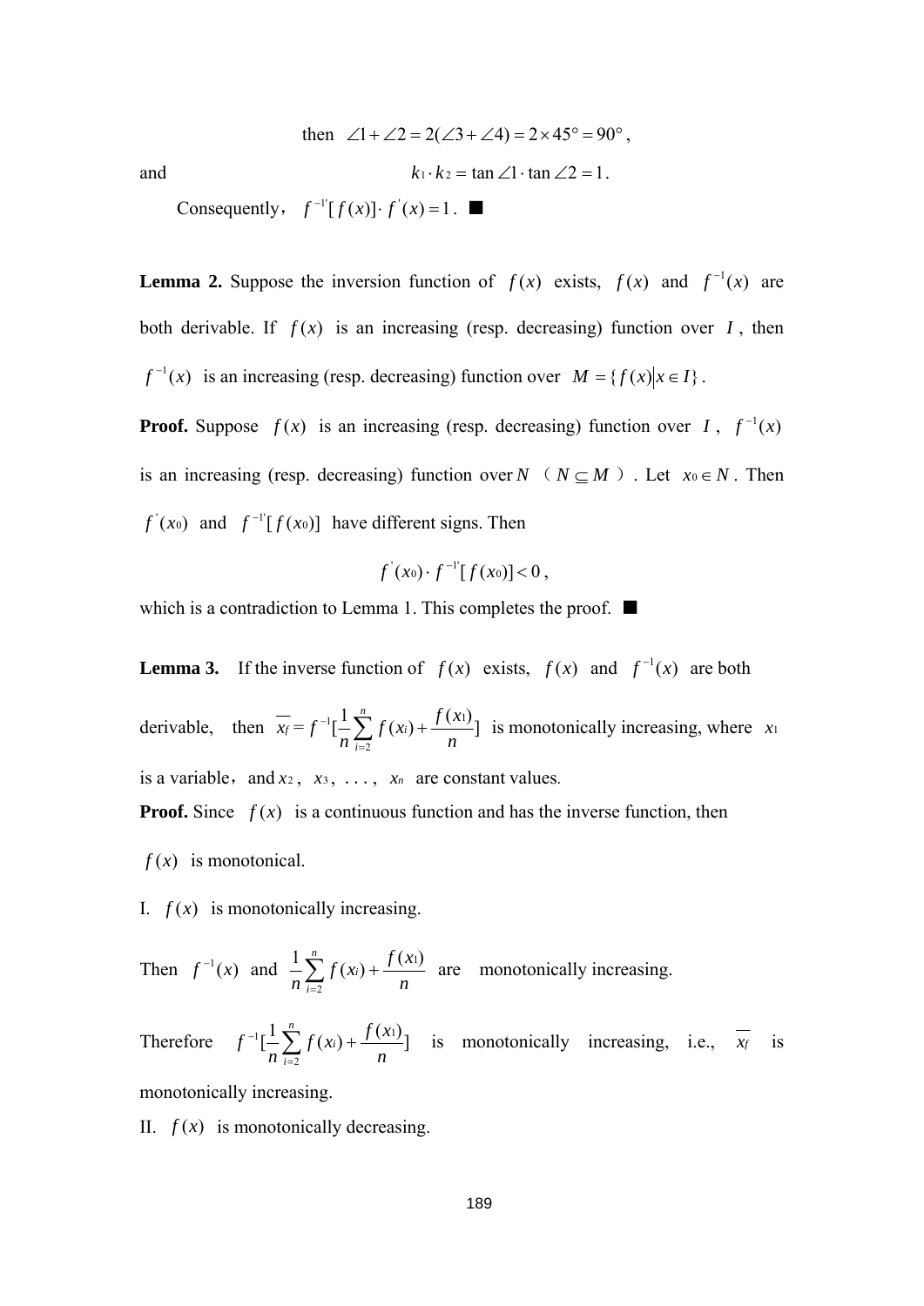$$\text{then } \angle 1+\angle 2=2(\angle 3+\angle 4)=2\times 45^\circ=90^\circ,$$

and
$$k_1\cdot k_2=\tan\angle 1\cdot\tan\angle 2=1.$$

Consequently, $f^{-1'}[f(x)]\cdot f'(x)=1$. ■

**Lemma 2.** Suppose the inversion function of $f(x)$ exists, $f(x)$ and $f^{-1}(x)$ are both derivable. If $f(x)$ is an increasing (resp. decreasing) function over $I$, then $f^{-1}(x)$ is an increasing (resp. decreasing) function over $M=\{f(x)\,|\,x\in I\}$.

**Proof.** Suppose $f(x)$ is an increasing (resp. decreasing) function over $I$, $f^{-1}(x)$ is an increasing (resp. decreasing) function over $N$ （$N\subseteq M$）. Let $x_0\in N$. Then $f'(x_0)$ and $f^{-1'}[f(x_0)]$ have different signs. Then

$$f'(x_0)\cdot f^{-1'}[f(x_0)]<0,$$

which is a contradiction to Lemma 1. This completes the proof. ■

**Lemma 3.** If the inverse function of $f(x)$ exists, $f(x)$ and $f^{-1}(x)$ are both derivable, then $\overline{x_f}=f^{-1}[\frac{1}{n}\sum_{i=2}^{n}f(x_i)+\frac{f(x_1)}{n}]$ is monotonically increasing, where $x_1$ is a variable，and $x_2$, $x_3$, . . . , $x_n$ are constant values.

**Proof.** Since $f(x)$ is a continuous function and has the inverse function, then $f(x)$ is monotonical.

I. $f(x)$ is monotonically increasing.

Then $f^{-1}(x)$ and $\frac{1}{n}\sum_{i=2}^{n}f(x_i)+\frac{f(x_1)}{n}$ are monotonically increasing.

Therefore $f^{-1}[\frac{1}{n}\sum_{i=2}^{n}f(x_i)+\frac{f(x_1)}{n}]$ is monotonically increasing, i.e., $\overline{x_f}$ is monotonically increasing.

II. $f(x)$ is monotonically decreasing.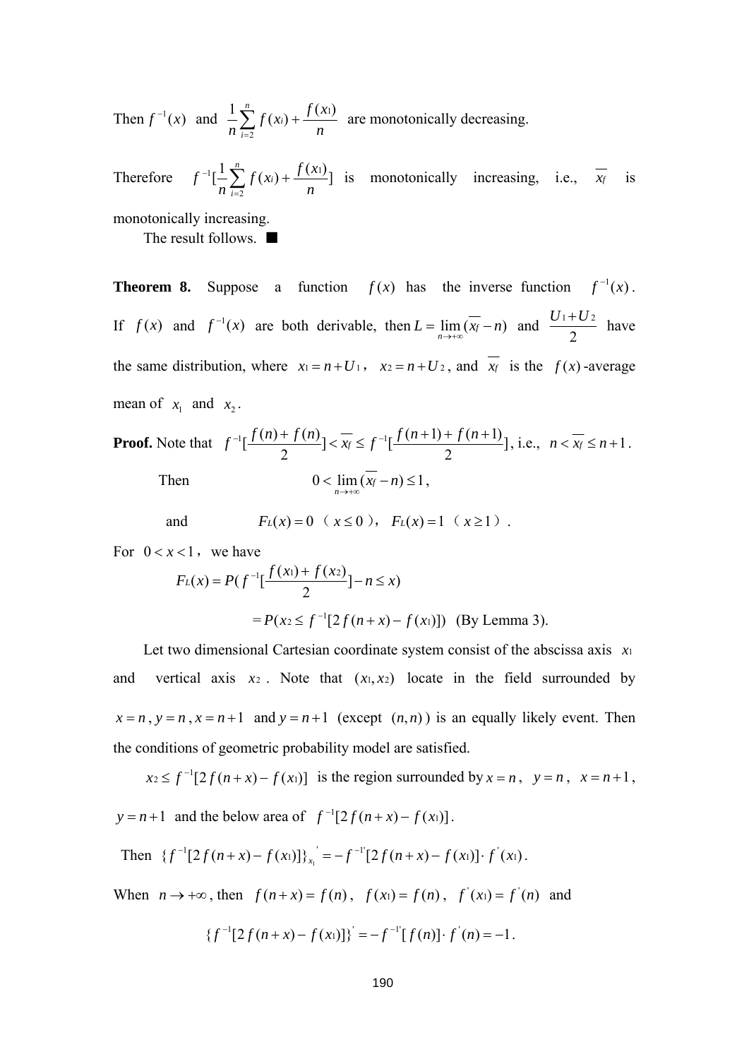Then $f^{-1}(x)$ and $\frac{1}{n}\sum_{i=2}^{n} f(x_i)+\frac{f(x_1)}{n}$ are monotonically decreasing.

Therefore $f^{-1}[\frac{1}{n}\sum_{i=2}^{n} f(x_i)+\frac{f(x_1)}{n}]$ is monotonically increasing, i.e., $\overline{x_f}$ is monotonically increasing.

The result follows. ■

**Theorem 8.** Suppose a function $f(x)$ has the inverse function $f^{-1}(x)$. If $f(x)$ and $f^{-1}(x)$ are both derivable, then $L=\lim_{n\to+\infty}(\overline{x_f}-n)$ and $\frac{U_1+U_2}{2}$ have the same distribution, where $x_1=n+U_1$, $x_2=n+U_2$, and $\overline{x_f}$ is the $f(x)$-average mean of $x_1$ and $x_2$.

**Proof.** Note that $f^{-1}[\frac{f(n)+f(n)}{2}]<\overline{x_f}\le f^{-1}[\frac{f(n+1)+f(n+1)}{2}]$, i.e., $n<\overline{x_f}\le n+1$.

Then
$$0<\lim_{n\to+\infty}(\overline{x_f}-n)\le 1,$$

and
$$F_L(x)=0\ (x\le 0),\quad F_L(x)=1\ (x\ge 1).$$

For $0<x<1$, we have
$$F_L(x)=P(f^{-1}[\frac{f(x_1)+f(x_2)}{2}]-n\le x)$$
$$=P(x_2\le f^{-1}[2f(n+x)-f(x_1)])\quad \text{(By Lemma 3).}$$

Let two dimensional Cartesian coordinate system consist of the abscissa axis $x_1$ and vertical axis $x_2$. Note that $(x_1,x_2)$ locate in the field surrounded by $x=n$, $y=n$, $x=n+1$ and $y=n+1$ (except $(n,n)$) is an equally likely event. Then the conditions of geometric probability model are satisfied.

$x_2\le f^{-1}[2f(n+x)-f(x_1)]$ is the region surrounded by $x=n$, $y=n$, $x=n+1$, $y=n+1$ and the below area of $f^{-1}[2f(n+x)-f(x_1)]$.

Then $\{f^{-1}[2f(n+x)-f(x_1)]\}'_{x_1}=-f^{-1'}[2f(n+x)-f(x_1)]\cdot f'(x_1)$.

When $n\to+\infty$, then $f(n+x)=f(n)$, $f(x_1)=f(n)$, $f'(x_1)=f'(n)$ and
$$\{f^{-1}[2f(n+x)-f(x_1)]\}'=-f^{-1'}[f(n)]\cdot f'(n)=-1.$$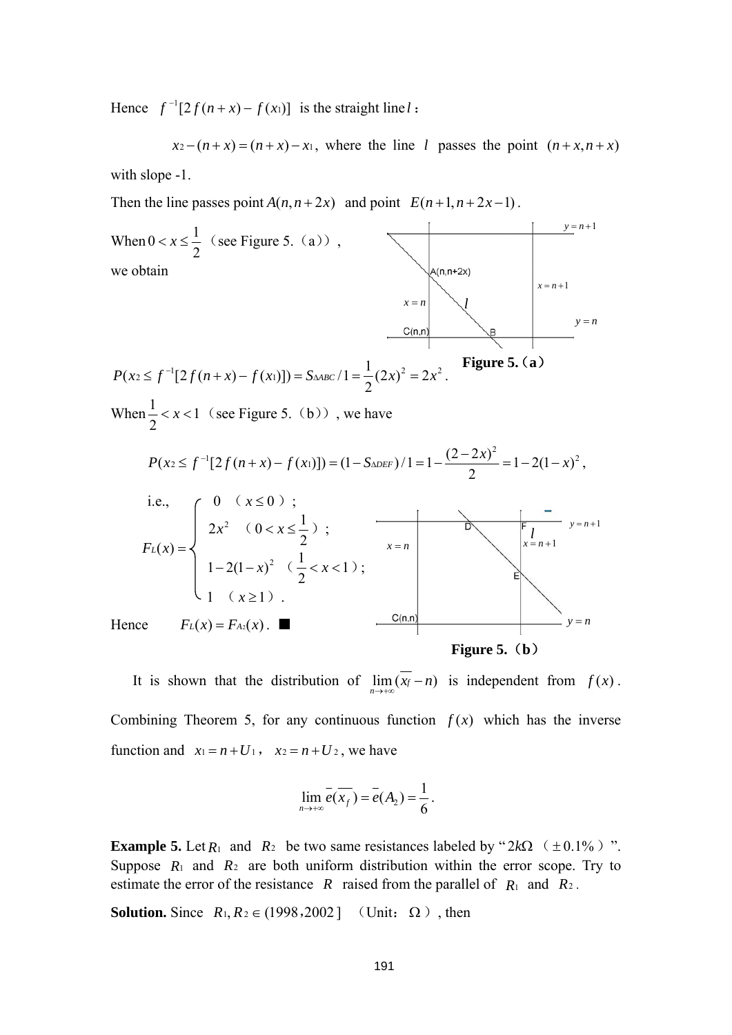Hence $f^{-1}[2f(n+x)-f(x_1)]$ is the straight line $l$:

$$x_2-(n+x)=(n+x)-x_1,$$ where the line $l$ passes the point $(n+x,n+x)$ with slope -1.

Then the line passes point $A(n,n+2x)$ and point $E(n+1,n+2x-1)$.

When $0<x\le\frac{1}{2}$ (see Figure 5.(a)),

we obtain

**Figure 5.(a)**

$$P(x_2\le f^{-1}[2f(n+x)-f(x_1)])=S_{\Delta ABC}/1=\frac{1}{2}(2x)^2=2x^2.$$

When $\frac{1}{2}<x<1$ (see Figure 5.(b)), we have

$$P(x_2\le f^{-1}[2f(n+x)-f(x_1)])=(1-S_{\Delta DEF})/1=1-\frac{(2-2x)^2}{2}=1-2(1-x)^2,$$

i.e.,

$$F_L(x)=\begin{cases}0 & (x\le 0);\\ 2x^2 & (0<x\le\frac{1}{2});\\ 1-2(1-x)^2 & (\frac{1}{2}<x<1);\\ 1 & (x\ge 1).\end{cases}$$

Hence $F_L(x)=F_{A_2}(x)$. ■

**Figure 5.(b)**

It is shown that the distribution of $\lim_{n\to+\infty}(\overline{x_f}-n)$ is independent from $f(x)$. Combining Theorem 5, for any continuous function $f(x)$ which has the inverse function and $x_1=n+U_1$, $x_2=n+U_2$, we have

$$\lim_{n\to+\infty}\bar{e}(\overline{x_f})=\bar{e}(A_2)=\frac{1}{6}.$$

**Example 5.** Let $R_1$ and $R_2$ be two same resistances labeled by "$2k\Omega$ ($\pm0.1\%$)". Suppose $R_1$ and $R_2$ are both uniform distribution within the error scope. Try to estimate the error of the resistance $R$ raised from the parallel of $R_1$ and $R_2$.

**Solution.** Since $R_1,R_2\in(1998,2002]$ (Unit: $\Omega$), then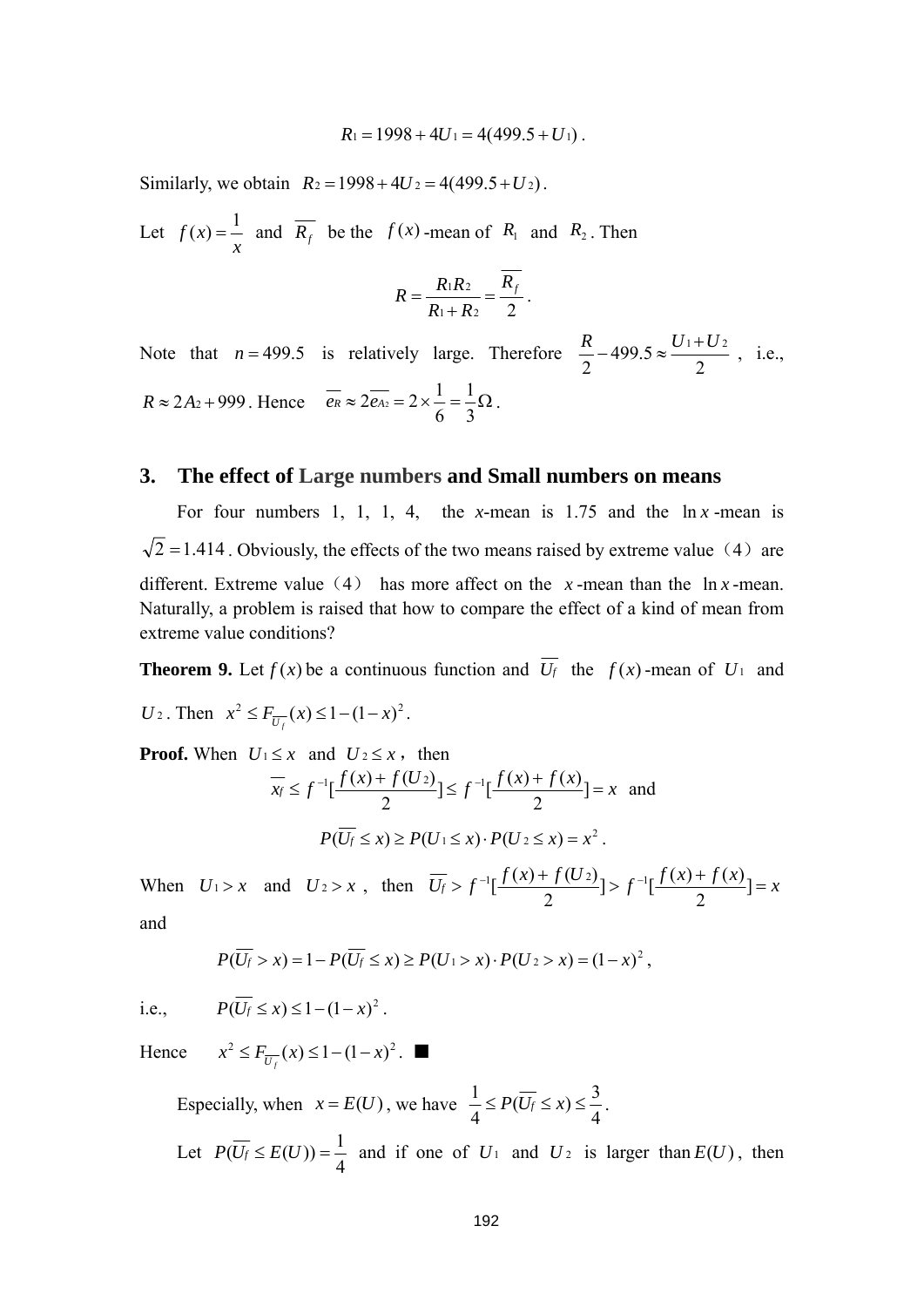$$R_1 = 1998 + 4U_1 = 4(499.5 + U_1)\,.$$

Similarly, we obtain $R_2 = 1998 + 4U_2 = 4(499.5 + U_2)$.

Let $f(x) = \dfrac{1}{x}$ and $\overline{R_f}$ be the $f(x)$-mean of $R_1$ and $R_2$. Then

$$R = \frac{R_1 R_2}{R_1 + R_2} = \frac{\overline{R_f}}{2}\,.$$

Note that $n = 499.5$ is relatively large. Therefore $\dfrac{R}{2} - 499.5 \approx \dfrac{U_1 + U_2}{2}$, i.e., $R \approx 2A_2 + 999$. Hence $\overline{e_R} \approx 2\overline{e_{A_2}} = 2 \times \dfrac{1}{6} = \dfrac{1}{3}\Omega$.

## 3. The effect of Large numbers and Small numbers on means

For four numbers 1, 1, 1, 4, the $x$-mean is 1.75 and the $\ln x$-mean is $\sqrt{2} = 1.414$. Obviously, the effects of the two means raised by extreme value（4）are different. Extreme value（4） has more affect on the $x$-mean than the $\ln x$-mean. Naturally, a problem is raised that how to compare the effect of a kind of mean from extreme value conditions?

**Theorem 9.** Let $f(x)$ be a continuous function and $\overline{U_f}$ the $f(x)$-mean of $U_1$ and $U_2$. Then $x^2 \le F_{\overline{U_f}}(x) \le 1 - (1-x)^2$.

**Proof.** When $U_1 \le x$ and $U_2 \le x$, then

$$\overline{x_f} \le f^{-1}\Big[\frac{f(x) + f(U_2)}{2}\Big] \le f^{-1}\Big[\frac{f(x) + f(x)}{2}\Big] = x \text{ and}$$

$$P(\overline{U_f} \le x) \ge P(U_1 \le x) \cdot P(U_2 \le x) = x^2\,.$$

When $U_1 > x$ and $U_2 > x$, then $\overline{U_f} > f^{-1}\Big[\dfrac{f(x) + f(U_2)}{2}\Big] > f^{-1}\Big[\dfrac{f(x) + f(x)}{2}\Big] = x$ and

$$P(\overline{U_f} > x) = 1 - P(\overline{U_f} \le x) \ge P(U_1 > x) \cdot P(U_2 > x) = (1-x)^2\,,$$

i.e., $\quad P(\overline{U_f} \le x) \le 1 - (1-x)^2$.

Hence $\quad x^2 \le F_{\overline{U_f}}(x) \le 1 - (1-x)^2$. ■

Especially, when $x = E(U)$, we have $\dfrac{1}{4} \le P(\overline{U_f} \le x) \le \dfrac{3}{4}$.

Let $P(\overline{U_f} \le E(U)) = \dfrac{1}{4}$ and if one of $U_1$ and $U_2$ is larger than $E(U)$, then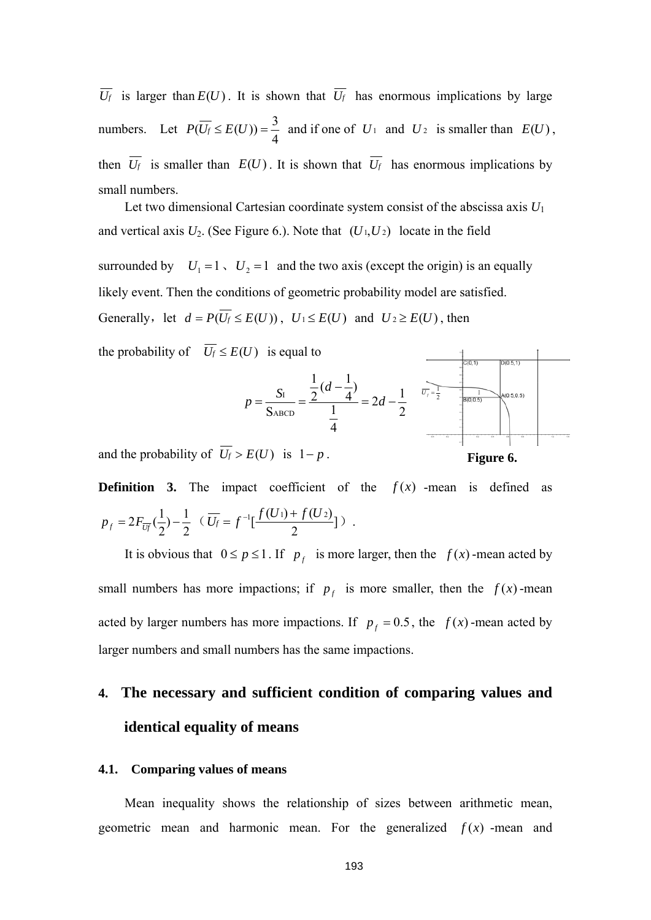$\overline{U_f}$ is larger than $E(U)$. It is shown that $\overline{U_f}$ has enormous implications by large numbers. Let $P(\overline{U_f} \le E(U)) = \frac{3}{4}$ and if one of $U_1$ and $U_2$ is smaller than $E(U)$, then $\overline{U_f}$ is smaller than $E(U)$. It is shown that $\overline{U_f}$ has enormous implications by small numbers.

Let two dimensional Cartesian coordinate system consist of the abscissa axis $U_1$ and vertical axis $U_2$. (See Figure 6.). Note that $(U_1, U_2)$ locate in the field surrounded by $U_1 = 1$ 、$U_2 = 1$ and the two axis (except the origin) is an equally likely event. Then the conditions of geometric probability model are satisfied. Generally，let $d = P(\overline{U_f} \le E(U))$, $U_1 \le E(U)$ and $U_2 \ge E(U)$, then the probability of $\overline{U_f} \le E(U)$ is equal to

$$p = \frac{S_I}{S_{ABCD}} = \frac{\frac{1}{2}(d - \frac{1}{4})}{\frac{1}{4}} = 2d - \frac{1}{2}$$

and the probability of $\overline{U_f} > E(U)$ is $1 - p$.

**Figure 6.**

**Definition 3.** The impact coefficient of the $f(x)$-mean is defined as $p_f = 2F_{\overline{U_f}}(\frac{1}{2}) - \frac{1}{2}$ （$\overline{U_f} = f^{-1}[\frac{f(U_1) + f(U_2)}{2}]$）.

It is obvious that $0 \le p \le 1$. If $p_f$ is more larger, then the $f(x)$-mean acted by small numbers has more impactions; if $p_f$ is more smaller, then the $f(x)$-mean acted by larger numbers has more impactions. If $p_f = 0.5$, the $f(x)$-mean acted by larger numbers and small numbers has the same impactions.

## 4. The necessary and sufficient condition of comparing values and identical equality of means

### 4.1. Comparing values of means

Mean inequality shows the relationship of sizes between arithmetic mean, geometric mean and harmonic mean. For the generalized $f(x)$-mean and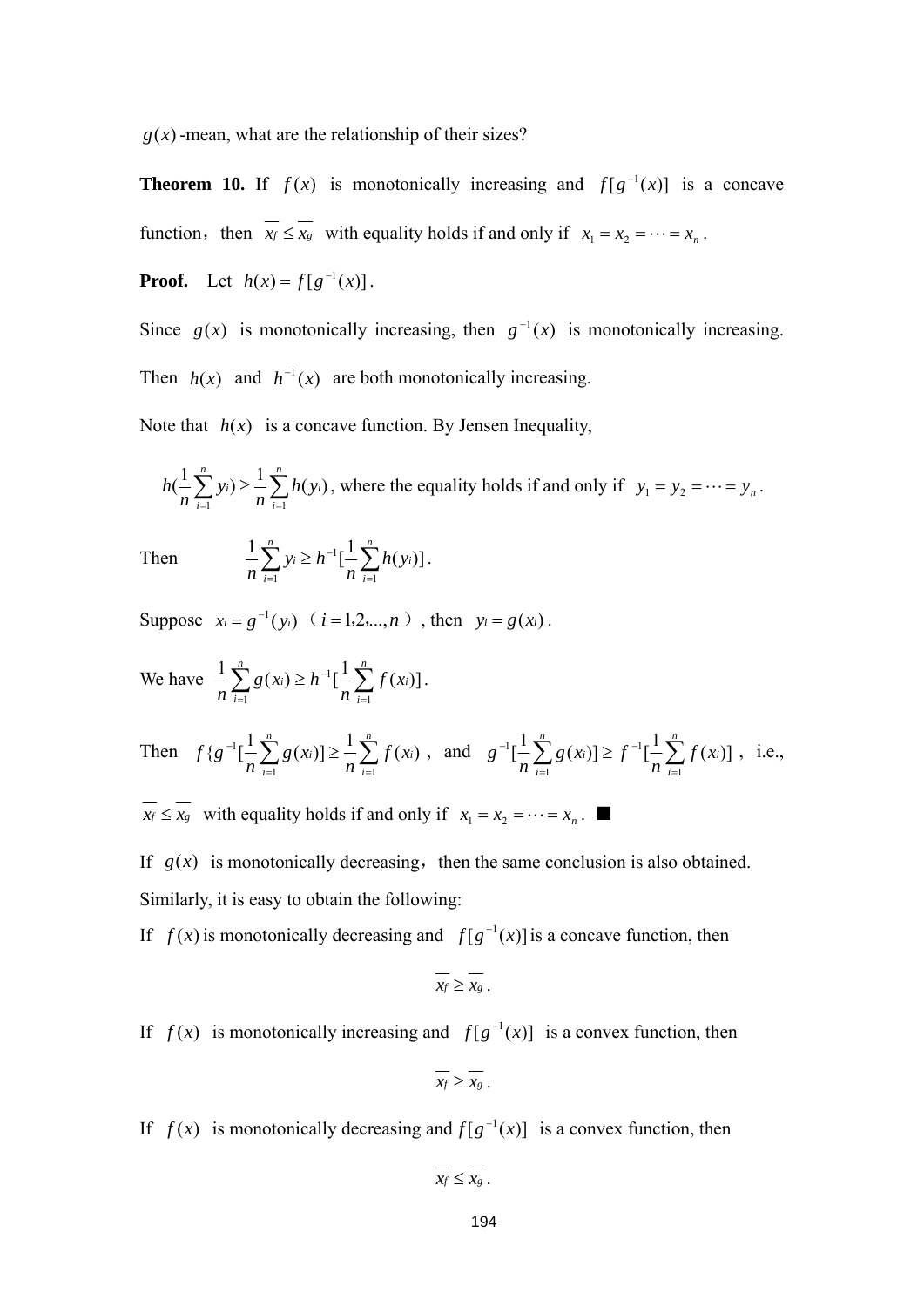$g(x)$-mean, what are the relationship of their sizes?

**Theorem 10.** If $f(x)$ is monotonically increasing and $f[g^{-1}(x)]$ is a concave function, then $\overline{x_f} \le \overline{x_g}$ with equality holds if and only if $x_1 = x_2 = \cdots = x_n$.

**Proof.** Let $h(x) = f[g^{-1}(x)]$.

Since $g(x)$ is monotonically increasing, then $g^{-1}(x)$ is monotonically increasing. Then $h(x)$ and $h^{-1}(x)$ are both monotonically increasing.

Note that $h(x)$ is a concave function. By Jensen Inequality,

$h(\frac{1}{n}\sum_{i=1}^{n} y_i) \ge \frac{1}{n}\sum_{i=1}^{n} h(y_i)$, where the equality holds if and only if $y_1 = y_2 = \cdots = y_n$.

Then $$\frac{1}{n}\sum_{i=1}^{n} y_i \ge h^{-1}[\frac{1}{n}\sum_{i=1}^{n} h(y_i)].$$

Suppose $x_i = g^{-1}(y_i)$ ($i = 1,2,...,n$), then $y_i = g(x_i)$.

We have $\frac{1}{n}\sum_{i=1}^{n} g(x_i) \ge h^{-1}[\frac{1}{n}\sum_{i=1}^{n} f(x_i)]$.

Then $f\{g^{-1}[\frac{1}{n}\sum_{i=1}^{n} g(x_i)] \ge \frac{1}{n}\sum_{i=1}^{n} f(x_i)$, and $g^{-1}[\frac{1}{n}\sum_{i=1}^{n} g(x_i)] \ge f^{-1}[\frac{1}{n}\sum_{i=1}^{n} f(x_i)]$, i.e., $\overline{x_f} \le \overline{x_g}$ with equality holds if and only if $x_1 = x_2 = \cdots = x_n$. ■

If $g(x)$ is monotonically decreasing, then the same conclusion is also obtained.

Similarly, it is easy to obtain the following:

If $f(x)$ is monotonically decreasing and $f[g^{-1}(x)]$ is a concave function, then

$$\overline{x_f} \ge \overline{x_g}.$$

If $f(x)$ is monotonically increasing and $f[g^{-1}(x)]$ is a convex function, then

$$\overline{x_f} \ge \overline{x_g}.$$

If $f(x)$ is monotonically decreasing and $f[g^{-1}(x)]$ is a convex function, then

$$\overline{x_f} \le \overline{x_g}.$$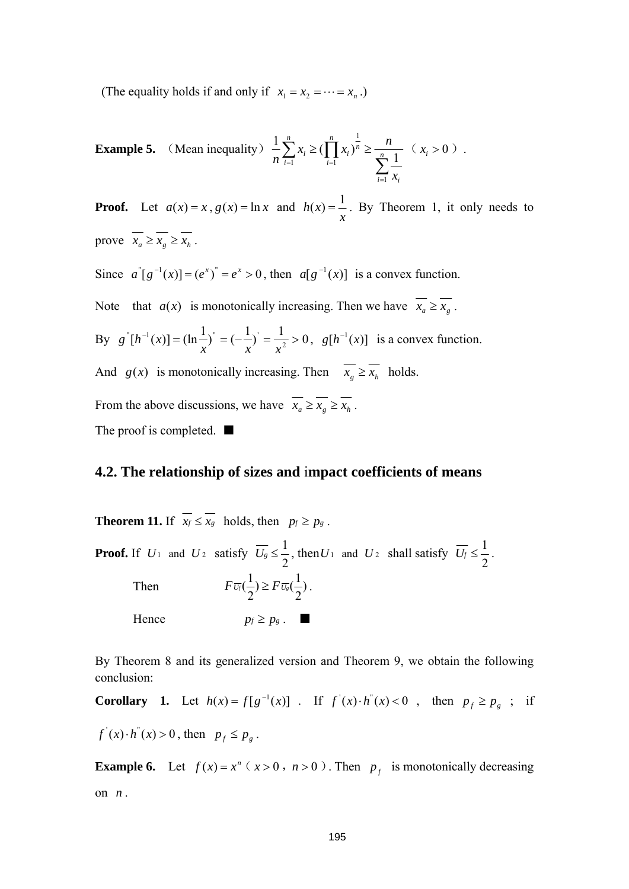(The equality holds if and only if $x_1 = x_2 = \cdots = x_n$.)

**Example 5.** (Mean inequality) $\frac{1}{n}\sum_{i=1}^{n} x_i \geq (\prod_{i=1}^{n} x_i)^{\frac{1}{n}} \geq \frac{n}{\sum_{i=1}^{n}\frac{1}{x_i}}$ ($x_i > 0$).

**Proof.** Let $a(x) = x$, $g(x) = \ln x$ and $h(x) = \frac{1}{x}$. By Theorem 1, it only needs to prove $\overline{x_a} \geq \overline{x_g} \geq \overline{x_h}$.

Since $a''[g^{-1}(x)] = (e^x)'' = e^x > 0$, then $a[g^{-1}(x)]$ is a convex function.

Note that $a(x)$ is monotonically increasing. Then we have $\overline{x_a} \geq \overline{x_g}$.

By $g''[h^{-1}(x)] = (\ln\frac{1}{x})'' = (-\frac{1}{x})' = \frac{1}{x^2} > 0$, $g[h^{-1}(x)]$ is a convex function.

And $g(x)$ is monotonically increasing. Then $\overline{x_g} \geq \overline{x_h}$ holds.

From the above discussions, we have $\overline{x_a} \geq \overline{x_g} \geq \overline{x_h}$.

The proof is completed. ■

## 4.2. The relationship of sizes and impact coefficients of means

**Theorem 11.** If $\overline{x_f} \leq \overline{x_g}$ holds, then $p_f \geq p_g$.

**Proof.** If $U_1$ and $U_2$ satisfy $\overline{U_g} \leq \frac{1}{2}$, then $U_1$ and $U_2$ shall satisfy $\overline{U_f} \leq \frac{1}{2}$.

Then $F_{\overline{U_f}}(\frac{1}{2}) \geq F_{\overline{U_g}}(\frac{1}{2})$.

Hence $p_f \geq p_g$. ■

By Theorem 8 and its generalized version and Theorem 9, we obtain the following conclusion:

**Corollary 1.** Let $h(x) = f[g^{-1}(x)]$. If $f'(x) \cdot h''(x) < 0$, then $p_f \geq p_g$; if $f'(x) \cdot h''(x) > 0$, then $p_f \leq p_g$.

**Example 6.** Let $f(x) = x^n$ ($x > 0$, $n > 0$). Then $p_f$ is monotonically decreasing on $n$.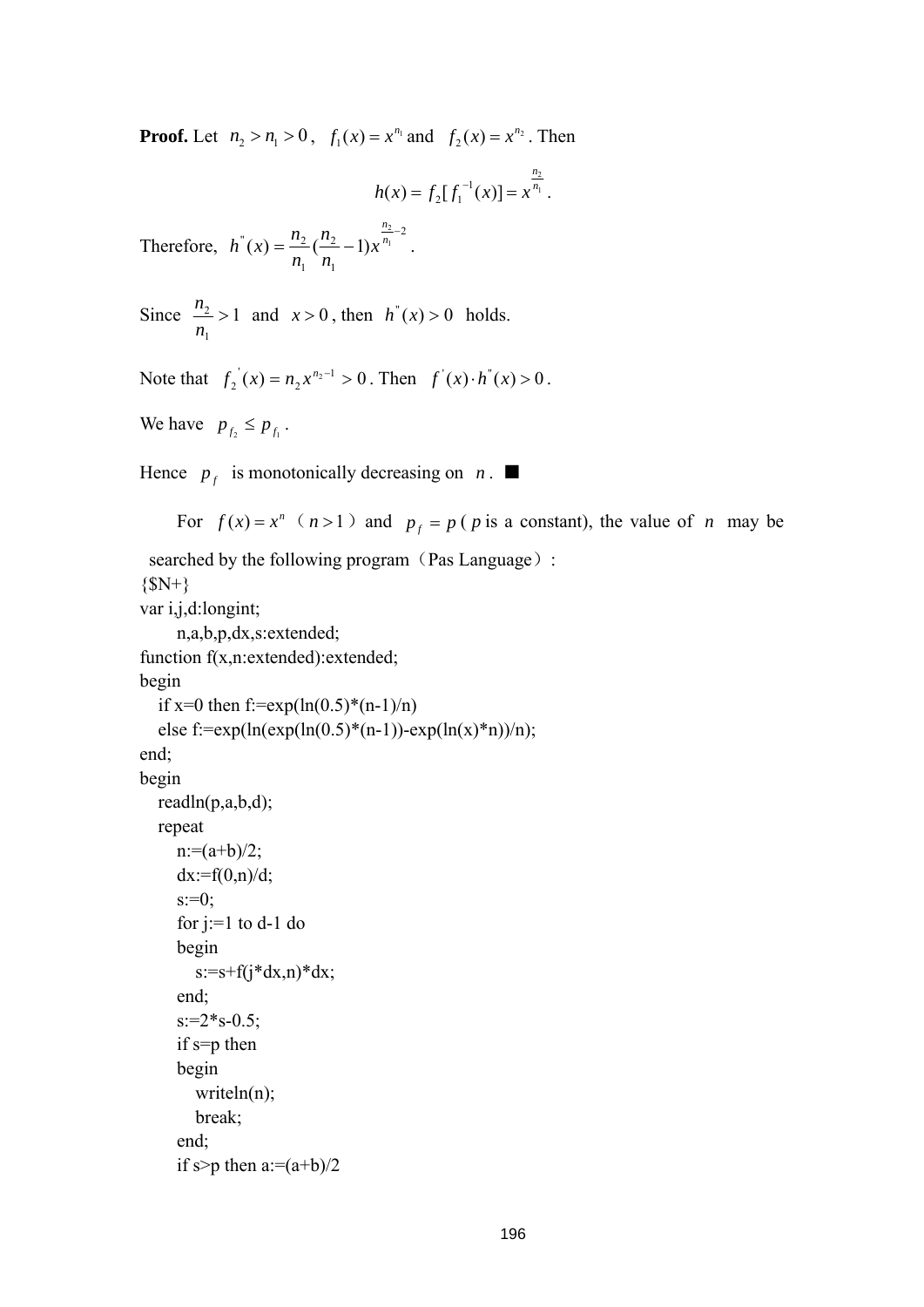**Proof.** Let $n_2 > n_1 > 0$, $f_1(x) = x^{n_1}$ and $f_2(x) = x^{n_2}$. Then

$$h(x) = f_2[f_1^{-1}(x)] = x^{\frac{n_2}{n_1}}.$$

Therefore, $h^{''}(x) = \frac{n_2}{n_1}(\frac{n_2}{n_1} - 1)x^{\frac{n_2}{n_1}-2}$.

Since $\frac{n_2}{n_1} > 1$ and $x > 0$, then $h^{''}(x) > 0$ holds.

Note that $f_2^{'}(x) = n_2 x^{n_2 - 1} > 0$. Then $f^{'}(x) \cdot h^{''}(x) > 0$.

We have $p_{f_2} \le p_{f_1}$.

Hence $p_f$ is monotonically decreasing on $n$. ■

For $f(x) = x^n$（$n > 1$）and $p_f = p$ ($p$ is a constant), the value of $n$ may be searched by the following program（Pas Language）:

```
{$N+}
var i,j,d:longint;
     n,a,b,p,dx,s:extended;
function f(x,n:extended):extended;
begin
   if x=0 then f:=exp(ln(0.5)*(n-1)/n)
   else f:=exp(ln(exp(ln(0.5)*(n-1))-exp(ln(x)*n))/n);
end;
begin
   readln(p,a,b,d);
   repeat
      n:=(a+b)/2;
      dx:=f(0,n)/d;
      s:=0;
      for j:=1 to d-1 do
      begin
         s:=s+f(j*dx,n)*dx;
      end;
      s:=2*s-0.5;
      if s=p then
      begin
         writeln(n);
         break;
      end;
      if s>p then a:=(a+b)/2
```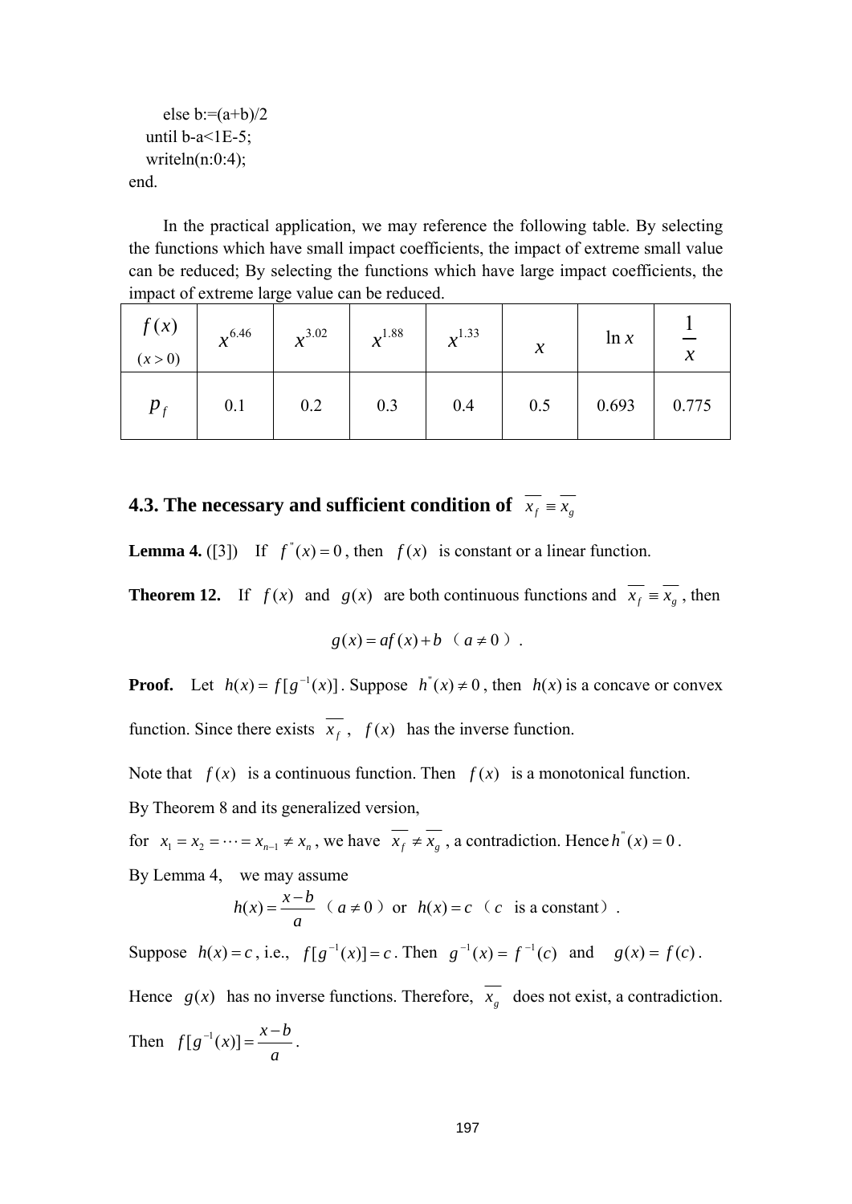```
    else b:=(a+b)/2
  until b-a<1E-5;
  writeln(n:0:4);
end.
```

In the practical application, we may reference the following table. By selecting the functions which have small impact coefficients, the impact of extreme small value can be reduced; By selecting the functions which have large impact coefficients, the impact of extreme large value can be reduced.

| $f(x)$ $(x>0)$ | $x^{6.46}$ | $x^{3.02}$ | $x^{1.88}$ | $x^{1.33}$ | $x$ | $\ln x$ | $\frac{1}{x}$ |
|---|---|---|---|---|---|---|---|
| $p_f$ | 0.1 | 0.2 | 0.3 | 0.4 | 0.5 | 0.693 | 0.775 |

### 4.3. The necessary and sufficient condition of $\overline{x_f} \equiv \overline{x_g}$

**Lemma 4.** ([3]) If $f''(x)=0$, then $f(x)$ is constant or a linear function.

**Theorem 12.** If $f(x)$ and $g(x)$ are both continuous functions and $\overline{x_f} \equiv \overline{x_g}$, then

$$g(x)=af(x)+b \quad (a \neq 0).$$

**Proof.** Let $h(x)=f[g^{-1}(x)]$. Suppose $h''(x) \neq 0$, then $h(x)$ is a concave or convex function. Since there exists $\overline{x_f}$, $f(x)$ has the inverse function.

Note that $f(x)$ is a continuous function. Then $f(x)$ is a monotonical function.

By Theorem 8 and its generalized version,

for $x_1 = x_2 = \cdots = x_{n-1} \neq x_n$, we have $\overline{x_f} \neq \overline{x_g}$, a contradiction. Hence $h''(x)=0$.

By Lemma 4, we may assume

$$h(x)=\frac{x-b}{a} \quad (a \neq 0) \text{ or } h(x)=c \quad (c \text{ is a constant}).$$

Suppose $h(x)=c$, i.e., $f[g^{-1}(x)]=c$. Then $g^{-1}(x)=f^{-1}(c)$ and $g(x)=f(c)$.

Hence $g(x)$ has no inverse functions. Therefore, $\overline{x_g}$ does not exist, a contradiction.

Then $f[g^{-1}(x)]=\frac{x-b}{a}$.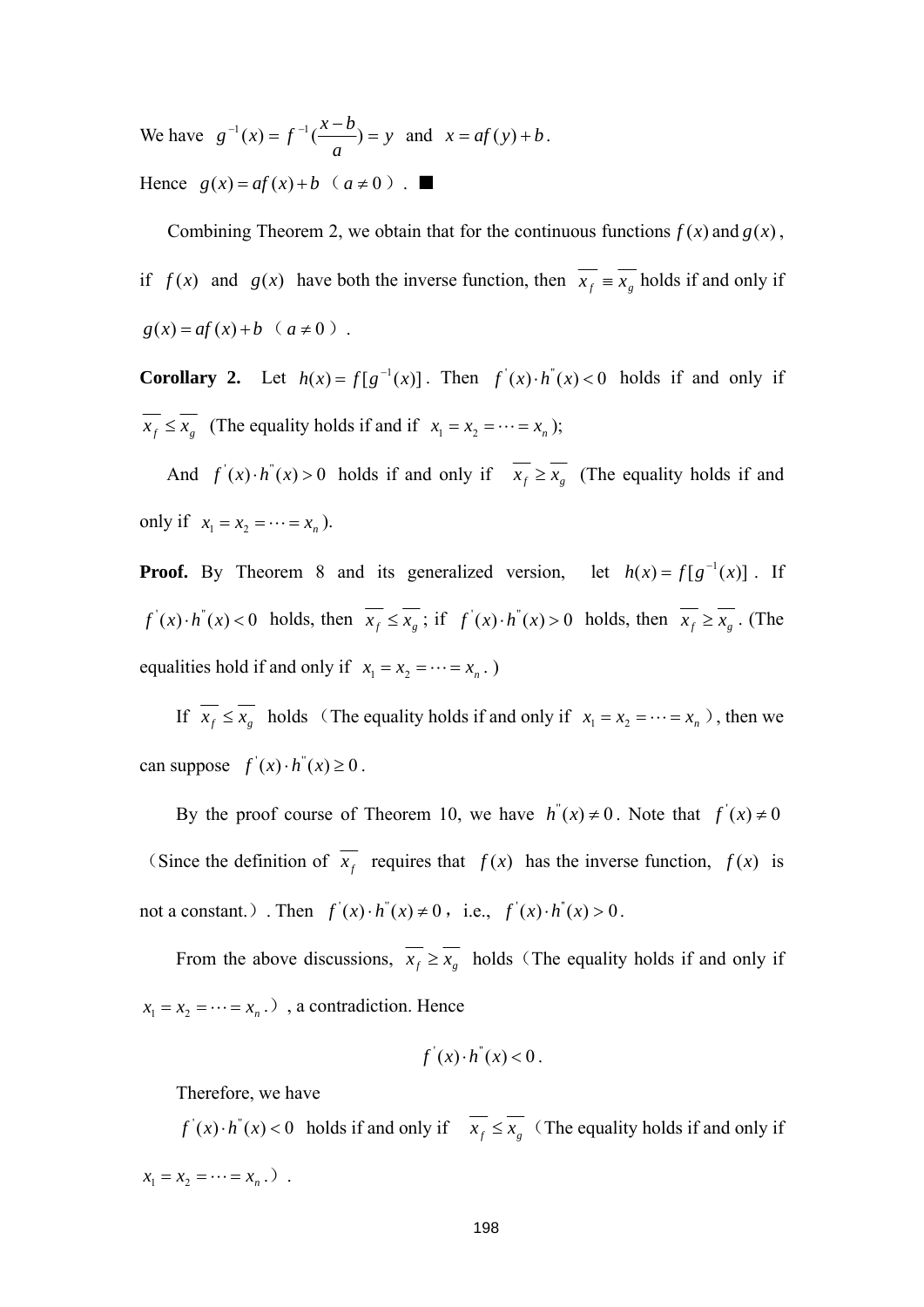We have $g^{-1}(x) = f^{-1}(\frac{x-b}{a}) = y$ and $x = af(y) + b$.

Hence $g(x) = af(x) + b$ （$a \neq 0$）. ■

Combining Theorem 2, we obtain that for the continuous functions $f(x)$ and $g(x)$, if $f(x)$ and $g(x)$ have both the inverse function, then $\overline{x_f} \equiv \overline{x_g}$ holds if and only if $g(x) = af(x) + b$ （$a \neq 0$）.

**Corollary 2.** Let $h(x) = f[g^{-1}(x)]$. Then $f^{'}(x) \cdot h^{''}(x) < 0$ holds if and only if $\overline{x_f} \leq \overline{x_g}$ (The equality holds if and if $x_1 = x_2 = \cdots = x_n$);

And $f^{'}(x) \cdot h^{''}(x) > 0$ holds if and only if $\overline{x_f} \geq \overline{x_g}$ (The equality holds if and only if $x_1 = x_2 = \cdots = x_n$).

**Proof.** By Theorem 8 and its generalized version, let $h(x) = f[g^{-1}(x)]$. If $f^{'}(x) \cdot h^{''}(x) < 0$ holds, then $\overline{x_f} \leq \overline{x_g}$; if $f^{'}(x) \cdot h^{''}(x) > 0$ holds, then $\overline{x_f} \geq \overline{x_g}$. (The equalities hold if and only if $x_1 = x_2 = \cdots = x_n$.)

If $\overline{x_f} \leq \overline{x_g}$ holds（The equality holds if and only if $x_1 = x_2 = \cdots = x_n$）, then we can suppose $f^{'}(x) \cdot h^{''}(x) \geq 0$.

By the proof course of Theorem 10, we have $h^{''}(x) \neq 0$. Note that $f^{'}(x) \neq 0$（Since the definition of $\overline{x_f}$ requires that $f(x)$ has the inverse function, $f(x)$ is not a constant.）. Then $f^{'}(x) \cdot h^{''}(x) \neq 0$, i.e., $f^{'}(x) \cdot h^{''}(x) > 0$.

From the above discussions, $\overline{x_f} \geq \overline{x_g}$ holds（The equality holds if and only if $x_1 = x_2 = \cdots = x_n$.）, a contradiction. Hence

$$f^{'}(x) \cdot h^{''}(x) < 0.$$

Therefore, we have

$f^{'}(x) \cdot h^{''}(x) < 0$ holds if and only if $\overline{x_f} \leq \overline{x_g}$（The equality holds if and only if $x_1 = x_2 = \cdots = x_n$.）.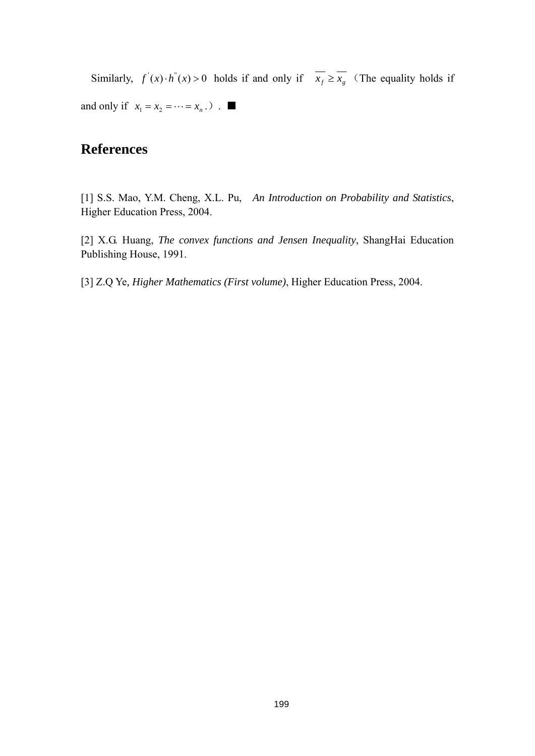Similarly, $f'(x) \cdot h''(x) > 0$ holds if and only if $\overline{x_f} \geq \overline{x_g}$ （The equality holds if and only if $x_1 = x_2 = \cdots = x_n$ .）. ■

## References

[1] S.S. Mao, Y.M. Cheng, X.L. Pu, *An Introduction on Probability and Statistics*, Higher Education Press, 2004.

[2] X.G. Huang, *The convex functions and Jensen Inequality*, ShangHai Education Publishing House, 1991.

[3] Z.Q Ye, *Higher Mathematics (First volume)*, Higher Education Press, 2004.